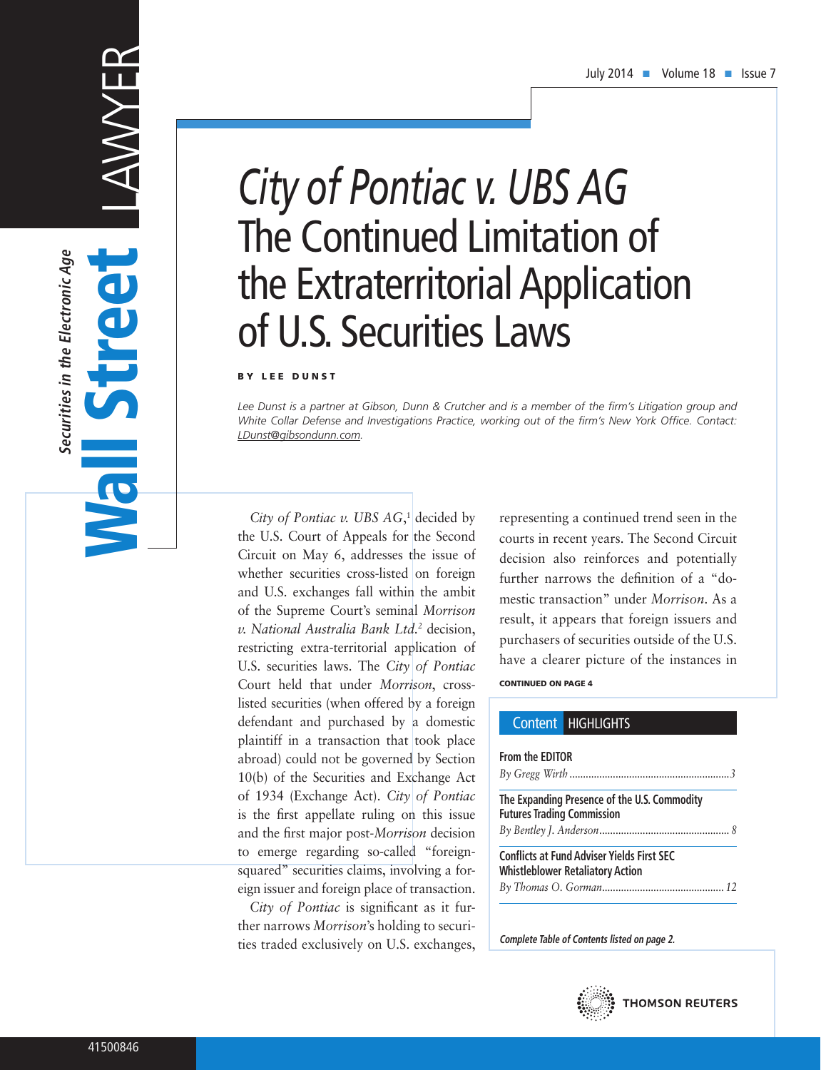# City of Pontiac v. UBS AG The Continued Limitation of the Extraterritorial Application of U.S. Securities Laws

**BY LEE DUNST**

*Lee Dunst is a partner at Gibson, Dunn & Crutcher and is a member of the firm's Litigation group and White Collar Defense and Investigations Practice, working out of the firm's New York Office. Contact: LDunst@gibsondunn.com.*

*City of Pontiac v. UBS AG*,[1] decided by the U.S. Court of Appeals for the Second Circuit on May 6, addresses the issue of whether securities cross-listed on foreign and U.S. exchanges fall within the ambit of the Supreme Court's seminal *Morrison v. National Australia Bank Ltd.*[2] decision, restricting extra-territorial application of U.S. securities laws. The *City of Pontiac* Court held that under *Morrison*, cross-listed securities (when offered by a foreign defendant and purchased by a domestic plaintiff in a transaction that took place abroad) could not be governed by Section 10(b) of the Securities and Exchange Act of 1934 (Exchange Act). *City of Pontiac* is the first appellate ruling on this issue and the first major post-*Morrison* decision to emerge regarding so-called "foreign-squared" securities claims, involving a foreign issuer and foreign place of transaction.

*City of Pontiac* is significant as it further narrows *Morrison*'s holding to securities traded exclusively on U.S. exchanges, representing a continued trend seen in the courts in recent years. The Second Circuit decision also reinforces and potentially further narrows the definition of a "domestic transaction" under *Morrison*. As a result, it appears that foreign issuers and purchasers of securities outside of the U.S. have a clearer picture of the instances in

**CONTINUED ON PAGE 4**

## Content HIGHLIGHTS

**From the EDITOR**
*By Gregg Wirth* ... 3

**The Expanding Presence of the U.S. Commodity Futures Trading Commission**
*By Bentley J. Anderson* ... 8

**Conflicts at Fund Adviser Yields First SEC Whistleblower Retaliatory Action**
*By Thomas O. Gorman* ... 12

*Complete Table of Contents listed on page 2.*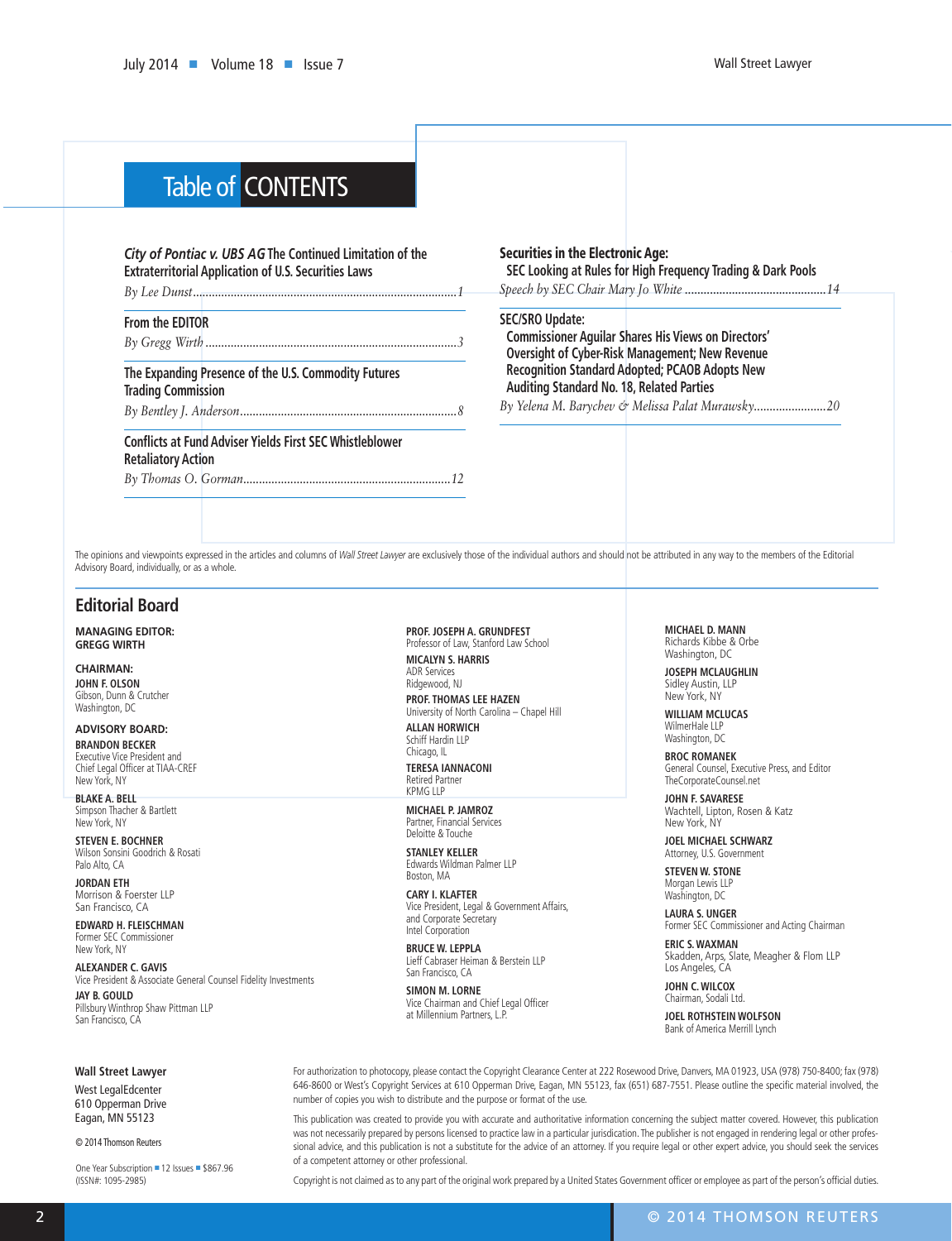# Table of CONTENTS

*City of Pontiac v. UBS AG* **The Continued Limitation of the Extraterritorial Application of U.S. Securities Laws**
*By Lee Dunst*....1

**From the EDITOR**
*By Gregg Wirth*....3

**The Expanding Presence of the U.S. Commodity Futures Trading Commission**
*By Bentley J. Anderson*....8

**Conflicts at Fund Adviser Yields First SEC Whistleblower Retaliatory Action**
*By Thomas O. Gorman*....12

**Securities in the Electronic Age: SEC Looking at Rules for High Frequency Trading & Dark Pools**
*Speech by SEC Chair Mary Jo White*....14

**SEC/SRO Update: Commissioner Aguilar Shares His Views on Directors' Oversight of Cyber-Risk Management; New Revenue Recognition Standard Adopted; PCAOB Adopts New Auditing Standard No. 18, Related Parties**
*By Yelena M. Barychev & Melissa Palat Murawsky*....20

The opinions and viewpoints expressed in the articles and columns of *Wall Street Lawyer* are exclusively those of the individual authors and should not be attributed in any way to the members of the Editorial Advisory Board, individually, or as a whole.

## Editorial Board

**MANAGING EDITOR:**
**GREGG WIRTH**

**CHAIRMAN:**
**JOHN F. OLSON**
Gibson, Dunn & Crutcher
Washington, DC

**ADVISORY BOARD:**

**BRANDON BECKER**
Executive Vice President and Chief Legal Officer at TIAA-CREF
New York, NY

**BLAKE A. BELL**
Simpson Thacher & Bartlett
New York, NY

**STEVEN E. BOCHNER**
Wilson Sonsini Goodrich & Rosati
Palo Alto, CA

**JORDAN ETH**
Morrison & Foerster LLP
San Francisco, CA

**EDWARD H. FLEISCHMAN**
Former SEC Commissioner
New York, NY

**ALEXANDER C. GAVIS**
Vice President & Associate General Counsel Fidelity Investments

**JAY B. GOULD**
Pillsbury Winthrop Shaw Pittman LLP
San Francisco, CA

**PROF. JOSEPH A. GRUNDFEST**
Professor of Law, Stanford Law School

**MICALYN S. HARRIS**
ADR Services
Ridgewood, NJ

**PROF. THOMAS LEE HAZEN**
University of North Carolina – Chapel Hill

**ALLAN HORWICH**
Schiff Hardin LLP
Chicago, IL

**TERESA IANNACONI**
Retired Partner
KPMG LLP

**MICHAEL P. JAMROZ**
Partner, Financial Services
Deloitte & Touche

**STANLEY KELLER**
Edwards Wildman Palmer LLP
Boston, MA

**CARY I. KLAFTER**
Vice President, Legal & Government Affairs, and Corporate Secretary
Intel Corporation

**BRUCE W. LEPPLA**
Lieff Cabraser Heiman & Berstein LLP
San Francisco, CA

**SIMON M. LORNE**
Vice Chairman and Chief Legal Officer at Millennium Partners, L.P.

**MICHAEL D. MANN**
Richards Kibbe & Orbe
Washington, DC

**JOSEPH MCLAUGHLIN**
Sidley Austin, LLP
New York, NY

**WILLIAM MCLUCAS**
WilmerHale LLP
Washington, DC

**BROC ROMANEK**
General Counsel, Executive Press, and Editor
TheCorporateCounsel.net

**JOHN F. SAVARESE**
Wachtell, Lipton, Rosen & Katz
New York, NY

**JOEL MICHAEL SCHWARZ**
Attorney, U.S. Government

**STEVEN W. STONE**
Morgan Lewis LLP
Washington, DC

**LAURA S. UNGER**
Former SEC Commissioner and Acting Chairman

**ERIC S. WAXMAN**
Skadden, Arps, Slate, Meagher & Flom LLP
Los Angeles, CA

**JOHN C. WILCOX**
Chairman, Sodali Ltd.

**JOEL ROTHSTEIN WOLFSON**
Bank of America Merrill Lynch

**Wall Street Lawyer**
West LegalEdcenter
610 Opperman Drive
Eagan, MN 55123

© 2014 Thomson Reuters

One Year Subscription ■ 12 Issues ■ $867.96
(ISSN#: 1095-2985)

For authorization to photocopy, please contact the Copyright Clearance Center at 222 Rosewood Drive, Danvers, MA 01923, USA (978) 750-8400; fax (978) 646-8600 or West's Copyright Services at 610 Opperman Drive, Eagan, MN 55123, fax (651) 687-7551. Please outline the specific material involved, the number of copies you wish to distribute and the purpose or format of the use.

This publication was created to provide you with accurate and authoritative information concerning the subject matter covered. However, this publication was not necessarily prepared by persons licensed to practice law in a particular jurisdiction. The publisher is not engaged in rendering legal or other professional advice, and this publication is not a substitute for the advice of an attorney. If you require legal or other expert advice, you should seek the services of a competent attorney or other professional.

Copyright is not claimed as to any part of the original work prepared by a United States Government officer or employee as part of the person's official duties.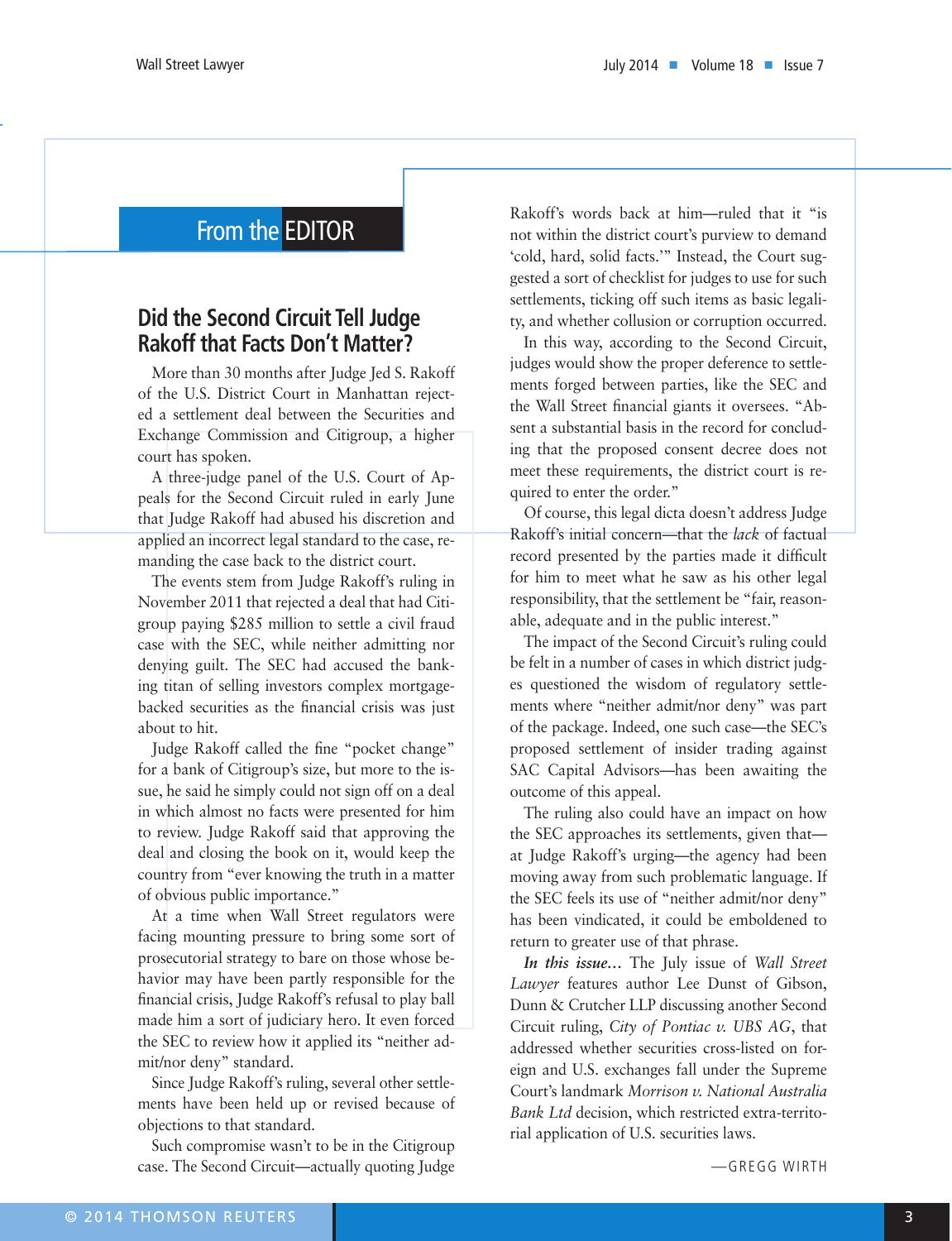## From the EDITOR

# Did the Second Circuit Tell Judge Rakoff that Facts Don't Matter?

More than 30 months after Judge Jed S. Rakoff of the U.S. District Court in Manhattan rejected a settlement deal between the Securities and Exchange Commission and Citigroup, a higher court has spoken.

A three-judge panel of the U.S. Court of Appeals for the Second Circuit ruled in early June that Judge Rakoff had abused his discretion and applied an incorrect legal standard to the case, remanding the case back to the district court.

The events stem from Judge Rakoff's ruling in November 2011 that rejected a deal that had Citigroup paying $285 million to settle a civil fraud case with the SEC, while neither admitting nor denying guilt. The SEC had accused the banking titan of selling investors complex mortgage-backed securities as the financial crisis was just about to hit.

Judge Rakoff called the fine "pocket change" for a bank of Citigroup's size, but more to the issue, he said he simply could not sign off on a deal in which almost no facts were presented for him to review. Judge Rakoff said that approving the deal and closing the book on it, would keep the country from "ever knowing the truth in a matter of obvious public importance."

At a time when Wall Street regulators were facing mounting pressure to bring some sort of prosecutorial strategy to bare on those whose behavior may have been partly responsible for the financial crisis, Judge Rakoff's refusal to play ball made him a sort of judiciary hero. It even forced the SEC to review how it applied its "neither admit/nor deny" standard.

Since Judge Rakoff's ruling, several other settlements have been held up or revised because of objections to that standard.

Such compromise wasn't to be in the Citigroup case. The Second Circuit—actually quoting Judge Rakoff's words back at him—ruled that it "is not within the district court's purview to demand 'cold, hard, solid facts.'" Instead, the Court suggested a sort of checklist for judges to use for such settlements, ticking off such items as basic legality, and whether collusion or corruption occurred.

In this way, according to the Second Circuit, judges would show the proper deference to settlements forged between parties, like the SEC and the Wall Street financial giants it oversees. "Absent a substantial basis in the record for concluding that the proposed consent decree does not meet these requirements, the district court is required to enter the order."

Of course, this legal dicta doesn't address Judge Rakoff's initial concern—that the *lack* of factual record presented by the parties made it difficult for him to meet what he saw as his other legal responsibility, that the settlement be "fair, reasonable, adequate and in the public interest."

The impact of the Second Circuit's ruling could be felt in a number of cases in which district judges questioned the wisdom of regulatory settlements where "neither admit/nor deny" was part of the package. Indeed, one such case—the SEC's proposed settlement of insider trading against SAC Capital Advisors—has been awaiting the outcome of this appeal.

The ruling also could have an impact on how the SEC approaches its settlements, given that—at Judge Rakoff's urging—the agency had been moving away from such problematic language. If the SEC feels its use of "neither admit/nor deny" has been vindicated, it could be emboldened to return to greater use of that phrase.

***In this issue…*** The July issue of *Wall Street Lawyer* features author Lee Dunst of Gibson, Dunn & Crutcher LLP discussing another Second Circuit ruling, *City of Pontiac v. UBS AG*, that addressed whether securities cross-listed on foreign and U.S. exchanges fall under the Supreme Court's landmark *Morrison v. National Australia Bank Ltd* decision, which restricted extra-territorial application of U.S. securities laws.

—GREGG WIRTH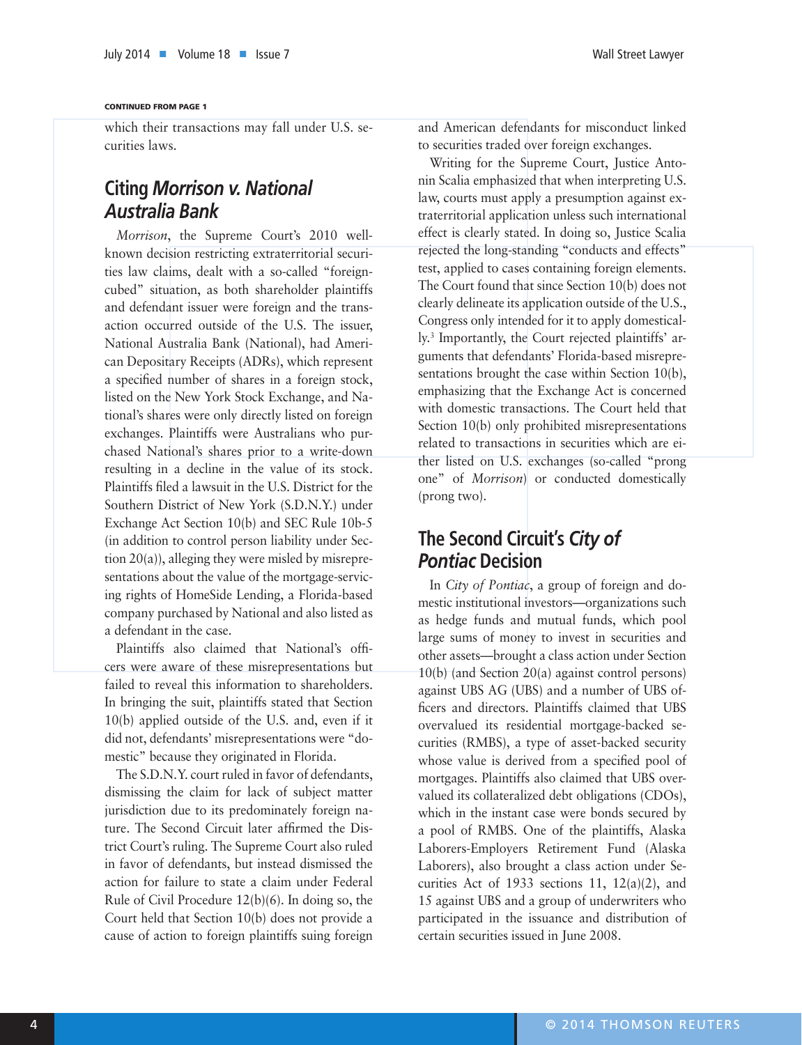CONTINUED FROM PAGE 1

which their transactions may fall under U.S. securities laws.

## Citing *Morrison v. National Australia Bank*

*Morrison*, the Supreme Court's 2010 well-known decision restricting extraterritorial securities law claims, dealt with a so-called "foreign-cubed" situation, as both shareholder plaintiffs and defendant issuer were foreign and the transaction occurred outside of the U.S. The issuer, National Australia Bank (National), had American Depositary Receipts (ADRs), which represent a specified number of shares in a foreign stock, listed on the New York Stock Exchange, and National's shares were only directly listed on foreign exchanges. Plaintiffs were Australians who purchased National's shares prior to a write-down resulting in a decline in the value of its stock. Plaintiffs filed a lawsuit in the U.S. District for the Southern District of New York (S.D.N.Y.) under Exchange Act Section 10(b) and SEC Rule 10b-5 (in addition to control person liability under Section 20(a)), alleging they were misled by misrepresentations about the value of the mortgage-servicing rights of HomeSide Lending, a Florida-based company purchased by National and also listed as a defendant in the case.

Plaintiffs also claimed that National's officers were aware of these misrepresentations but failed to reveal this information to shareholders. In bringing the suit, plaintiffs stated that Section 10(b) applied outside of the U.S. and, even if it did not, defendants' misrepresentations were "domestic" because they originated in Florida.

The S.D.N.Y. court ruled in favor of defendants, dismissing the claim for lack of subject matter jurisdiction due to its predominately foreign nature. The Second Circuit later affirmed the District Court's ruling. The Supreme Court also ruled in favor of defendants, but instead dismissed the action for failure to state a claim under Federal Rule of Civil Procedure 12(b)(6). In doing so, the Court held that Section 10(b) does not provide a cause of action to foreign plaintiffs suing foreign and American defendants for misconduct linked to securities traded over foreign exchanges.

Writing for the Supreme Court, Justice Antonin Scalia emphasized that when interpreting U.S. law, courts must apply a presumption against extraterritorial application unless such international effect is clearly stated. In doing so, Justice Scalia rejected the long-standing "conducts and effects" test, applied to cases containing foreign elements. The Court found that since Section 10(b) does not clearly delineate its application outside of the U.S., Congress only intended for it to apply domestically.[3] Importantly, the Court rejected plaintiffs' arguments that defendants' Florida-based misrepresentations brought the case within Section 10(b), emphasizing that the Exchange Act is concerned with domestic transactions. The Court held that Section 10(b) only prohibited misrepresentations related to transactions in securities which are either listed on U.S. exchanges (so-called "prong one" of *Morrison*) or conducted domestically (prong two).

## The Second Circuit's *City of Pontiac* Decision

In *City of Pontiac*, a group of foreign and domestic institutional investors—organizations such as hedge funds and mutual funds, which pool large sums of money to invest in securities and other assets—brought a class action under Section 10(b) (and Section 20(a) against control persons) against UBS AG (UBS) and a number of UBS officers and directors. Plaintiffs claimed that UBS overvalued its residential mortgage-backed securities (RMBS), a type of asset-backed security whose value is derived from a specified pool of mortgages. Plaintiffs also claimed that UBS overvalued its collateralized debt obligations (CDOs), which in the instant case were bonds secured by a pool of RMBS. One of the plaintiffs, Alaska Laborers-Employers Retirement Fund (Alaska Laborers), also brought a class action under Securities Act of 1933 sections 11, 12(a)(2), and 15 against UBS and a group of underwriters who participated in the issuance and distribution of certain securities issued in June 2008.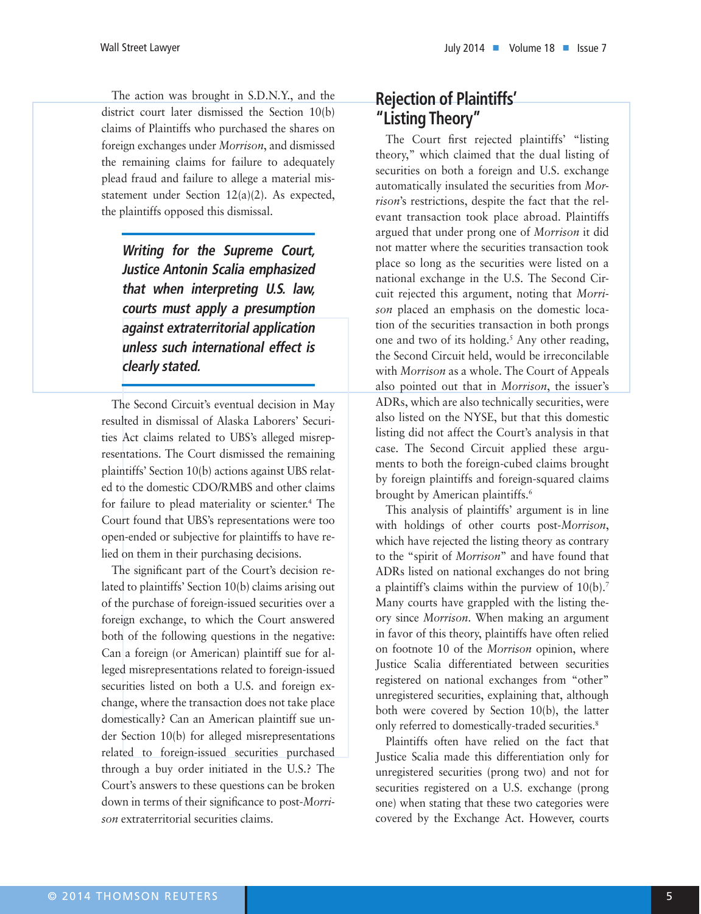The action was brought in S.D.N.Y., and the district court later dismissed the Section 10(b) claims of Plaintiffs who purchased the shares on foreign exchanges under *Morrison*, and dismissed the remaining claims for failure to adequately plead fraud and failure to allege a material misstatement under Section 12(a)(2). As expected, the plaintiffs opposed this dismissal.

> ***Writing for the Supreme Court, Justice Antonin Scalia emphasized that when interpreting U.S. law, courts must apply a presumption against extraterritorial application unless such international effect is clearly stated.***

The Second Circuit's eventual decision in May resulted in dismissal of Alaska Laborers' Securities Act claims related to UBS's alleged misrepresentations. The Court dismissed the remaining plaintiffs' Section 10(b) actions against UBS related to the domestic CDO/RMBS and other claims for failure to plead materiality or scienter.[4] The Court found that UBS's representations were too open-ended or subjective for plaintiffs to have relied on them in their purchasing decisions.

The significant part of the Court's decision related to plaintiffs' Section 10(b) claims arising out of the purchase of foreign-issued securities over a foreign exchange, to which the Court answered both of the following questions in the negative: Can a foreign (or American) plaintiff sue for alleged misrepresentations related to foreign-issued securities listed on both a U.S. and foreign exchange, where the transaction does not take place domestically? Can an American plaintiff sue under Section 10(b) for alleged misrepresentations related to foreign-issued securities purchased through a buy order initiated in the U.S.? The Court's answers to these questions can be broken down in terms of their significance to post-*Morrison* extraterritorial securities claims.

## Rejection of Plaintiffs' "Listing Theory"

The Court first rejected plaintiffs' "listing theory," which claimed that the dual listing of securities on both a foreign and U.S. exchange automatically insulated the securities from *Morrison*'s restrictions, despite the fact that the relevant transaction took place abroad. Plaintiffs argued that under prong one of *Morrison* it did not matter where the securities transaction took place so long as the securities were listed on a national exchange in the U.S. The Second Circuit rejected this argument, noting that *Morrison* placed an emphasis on the domestic location of the securities transaction in both prongs one and two of its holding.[5] Any other reading, the Second Circuit held, would be irreconcilable with *Morrison* as a whole. The Court of Appeals also pointed out that in *Morrison*, the issuer's ADRs, which are also technically securities, were also listed on the NYSE, but that this domestic listing did not affect the Court's analysis in that case. The Second Circuit applied these arguments to both the foreign-cubed claims brought by foreign plaintiffs and foreign-squared claims brought by American plaintiffs.[6]

This analysis of plaintiffs' argument is in line with holdings of other courts post-*Morrison*, which have rejected the listing theory as contrary to the "spirit of *Morrison*" and have found that ADRs listed on national exchanges do not bring a plaintiff's claims within the purview of 10(b).[7] Many courts have grappled with the listing theory since *Morrison*. When making an argument in favor of this theory, plaintiffs have often relied on footnote 10 of the *Morrison* opinion, where Justice Scalia differentiated between securities registered on national exchanges from "other" unregistered securities, explaining that, although both were covered by Section 10(b), the latter only referred to domestically-traded securities.[8]

Plaintiffs often have relied on the fact that Justice Scalia made this differentiation only for unregistered securities (prong two) and not for securities registered on a U.S. exchange (prong one) when stating that these two categories were covered by the Exchange Act. However, courts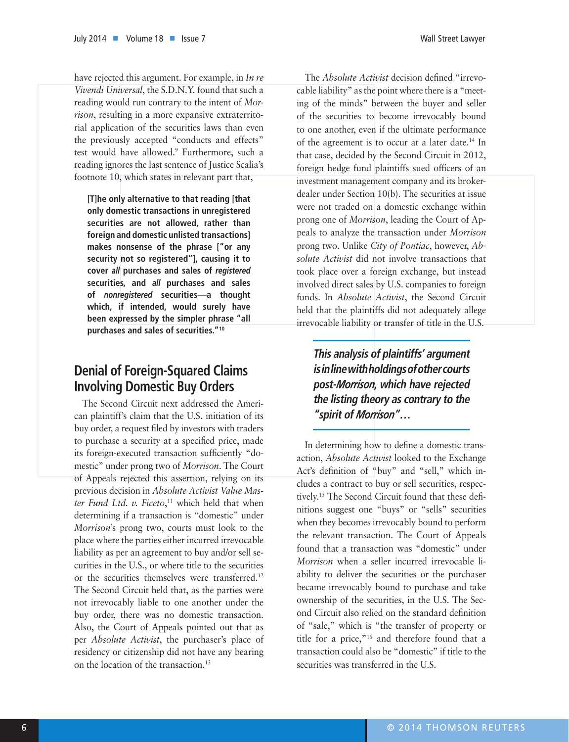have rejected this argument. For example, in *In re Vivendi Universal*, the S.D.N.Y. found that such a reading would run contrary to the intent of *Morrison*, resulting in a more expansive extraterritorial application of the securities laws than even the previously accepted "conducts and effects" test would have allowed.[9] Furthermore, such a reading ignores the last sentence of Justice Scalia's footnote 10, which states in relevant part that,

> **[T]he only alternative to that reading [that only domestic transactions in unregistered securities are not allowed, rather than foreign and domestic unlisted transactions] makes nonsense of the phrase ["or any security not so registered"], causing it to cover *all* purchases and sales of *registered* securities, and *all* purchases and sales of *nonregistered* securities—a thought which, if intended, would surely have been expressed by the simpler phrase "all purchases and sales of securities."[10]**

## Denial of Foreign-Squared Claims Involving Domestic Buy Orders

The Second Circuit next addressed the American plaintiff's claim that the U.S. initiation of its buy order, a request filed by investors with traders to purchase a security at a specified price, made its foreign-executed transaction sufficiently "domestic" under prong two of *Morrison*. The Court of Appeals rejected this assertion, relying on its previous decision in *Absolute Activist Value Master Fund Ltd. v. Ficeto*,[11] which held that when determining if a transaction is "domestic" under *Morrison*'s prong two, courts must look to the place where the parties either incurred irrevocable liability as per an agreement to buy and/or sell securities in the U.S., or where title to the securities or the securities themselves were transferred.[12] The Second Circuit held that, as the parties were not irrevocably liable to one another under the buy order, there was no domestic transaction. Also, the Court of Appeals pointed out that as per *Absolute Activist*, the purchaser's place of residency or citizenship did not have any bearing on the location of the transaction.[13]

The *Absolute Activist* decision defined "irrevocable liability" as the point where there is a "meeting of the minds" between the buyer and seller of the securities to become irrevocably bound to one another, even if the ultimate performance of the agreement is to occur at a later date.[14] In that case, decided by the Second Circuit in 2012, foreign hedge fund plaintiffs sued officers of an investment management company and its broker-dealer under Section 10(b). The securities at issue were not traded on a domestic exchange within prong one of *Morrison*, leading the Court of Appeals to analyze the transaction under *Morrison* prong two. Unlike *City of Pontiac*, however, *Absolute Activist* did not involve transactions that took place over a foreign exchange, but instead involved direct sales by U.S. companies to foreign funds. In *Absolute Activist*, the Second Circuit held that the plaintiffs did not adequately allege irrevocable liability or transfer of title in the U.S.

> ***This analysis of plaintiffs' argument is in line with holdings of other courts post-Morrison, which have rejected the listing theory as contrary to the "spirit of Morrison"…***

In determining how to define a domestic transaction, *Absolute Activist* looked to the Exchange Act's definition of "buy" and "sell," which includes a contract to buy or sell securities, respectively.[15] The Second Circuit found that these definitions suggest one "buys" or "sells" securities when they becomes irrevocably bound to perform the relevant transaction. The Court of Appeals found that a transaction was "domestic" under *Morrison* when a seller incurred irrevocable liability to deliver the securities or the purchaser became irrevocably bound to purchase and take ownership of the securities, in the U.S. The Second Circuit also relied on the standard definition of "sale," which is "the transfer of property or title for a price,"[16] and therefore found that a transaction could also be "domestic" if title to the securities was transferred in the U.S.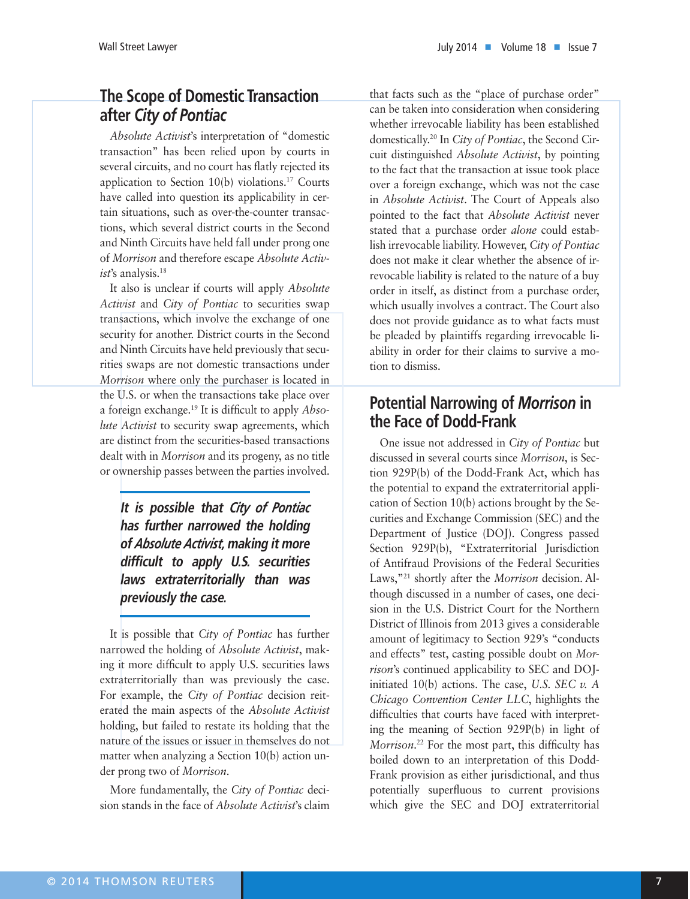## The Scope of Domestic Transaction after *City of Pontiac*

*Absolute Activist*'s interpretation of "domestic transaction" has been relied upon by courts in several circuits, and no court has flatly rejected its application to Section 10(b) violations.[17] Courts have called into question its applicability in certain situations, such as over-the-counter transactions, which several district courts in the Second and Ninth Circuits have held fall under prong one of *Morrison* and therefore escape *Absolute Activist*'s analysis.[18]

It also is unclear if courts will apply *Absolute Activist* and *City of Pontiac* to securities swap transactions, which involve the exchange of one security for another. District courts in the Second and Ninth Circuits have held previously that securities swaps are not domestic transactions under *Morrison* where only the purchaser is located in the U.S. or when the transactions take place over a foreign exchange.[19] It is difficult to apply *Absolute Activist* to security swap agreements, which are distinct from the securities-based transactions dealt with in *Morrison* and its progeny, as no title or ownership passes between the parties involved.

> ***It is possible that City of Pontiac has further narrowed the holding of Absolute Activist, making it more difficult to apply U.S. securities laws extraterritorially than was previously the case.***

It is possible that *City of Pontiac* has further narrowed the holding of *Absolute Activist*, making it more difficult to apply U.S. securities laws extraterritorially than was previously the case. For example, the *City of Pontiac* decision reiterated the main aspects of the *Absolute Activist* holding, but failed to restate its holding that the nature of the issues or issuer in themselves do not matter when analyzing a Section 10(b) action under prong two of *Morrison*.

More fundamentally, the *City of Pontiac* decision stands in the face of *Absolute Activist*'s claim that facts such as the "place of purchase order" can be taken into consideration when considering whether irrevocable liability has been established domestically.[20] In *City of Pontiac*, the Second Circuit distinguished *Absolute Activist*, by pointing to the fact that the transaction at issue took place over a foreign exchange, which was not the case in *Absolute Activist*. The Court of Appeals also pointed to the fact that *Absolute Activist* never stated that a purchase order *alone* could establish irrevocable liability. However, *City of Pontiac* does not make it clear whether the absence of irrevocable liability is related to the nature of a buy order in itself, as distinct from a purchase order, which usually involves a contract. The Court also does not provide guidance as to what facts must be pleaded by plaintiffs regarding irrevocable liability in order for their claims to survive a motion to dismiss.

## Potential Narrowing of *Morrison* in the Face of Dodd-Frank

One issue not addressed in *City of Pontiac* but discussed in several courts since *Morrison*, is Section 929P(b) of the Dodd-Frank Act, which has the potential to expand the extraterritorial application of Section 10(b) actions brought by the Securities and Exchange Commission (SEC) and the Department of Justice (DOJ). Congress passed Section 929P(b), "Extraterritorial Jurisdiction of Antifraud Provisions of the Federal Securities Laws,"[21] shortly after the *Morrison* decision. Although discussed in a number of cases, one decision in the U.S. District Court for the Northern District of Illinois from 2013 gives a considerable amount of legitimacy to Section 929's "conducts and effects" test, casting possible doubt on *Morrison*'s continued applicability to SEC and DOJ-initiated 10(b) actions. The case, *U.S. SEC v. A Chicago Convention Center LLC*, highlights the difficulties that courts have faced with interpreting the meaning of Section 929P(b) in light of *Morrison*.[22] For the most part, this difficulty has boiled down to an interpretation of this Dodd-Frank provision as either jurisdictional, and thus potentially superfluous to current provisions which give the SEC and DOJ extraterritorial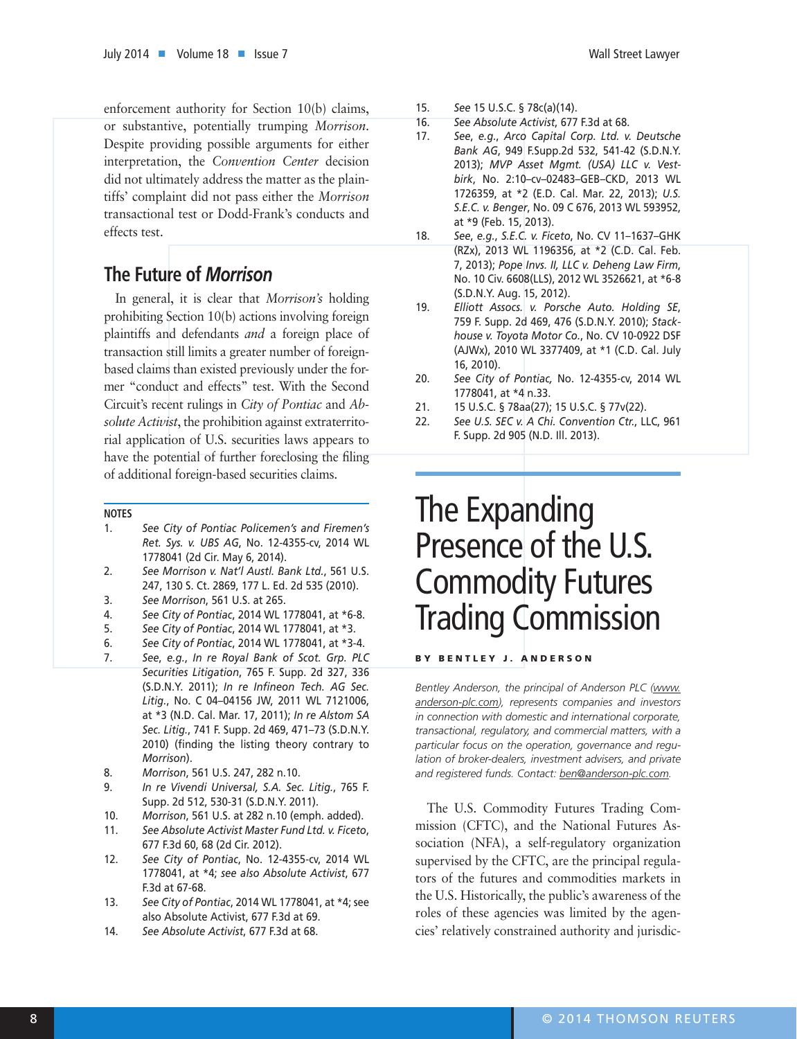enforcement authority for Section 10(b) claims, or substantive, potentially trumping *Morrison*. Despite providing possible arguments for either interpretation, the *Convention Center* decision did not ultimately address the matter as the plaintiffs' complaint did not pass either the *Morrison* transactional test or Dodd-Frank's conducts and effects test.

## The Future of *Morrison*

In general, it is clear that *Morrison's* holding prohibiting Section 10(b) actions involving foreign plaintiffs and defendants *and* a foreign place of transaction still limits a greater number of foreign-based claims than existed previously under the former "conduct and effects" test. With the Second Circuit's recent rulings in *City of Pontiac* and *Absolute Activist*, the prohibition against extraterritorial application of U.S. securities laws appears to have the potential of further foreclosing the filing of additional foreign-based securities claims.

### NOTES

1. *See City of Pontiac Policemen's and Firemen's Ret. Sys. v. UBS AG*, No. 12-4355-cv, 2014 WL 1778041 (2d Cir. May 6, 2014).
2. *See Morrison v. Nat'l Austl. Bank Ltd.*, 561 U.S. 247, 130 S. Ct. 2869, 177 L. Ed. 2d 535 (2010).
3. *See Morrison*, 561 U.S. at 265.
4. *See City of Pontiac*, 2014 WL 1778041, at *6-8.
5. *See City of Pontiac*, 2014 WL 1778041, at *3.
6. *See City of Pontiac*, 2014 WL 1778041, at *3-4.
7. *See, e.g.*, *In re Royal Bank of Scot. Grp. PLC Securities Litigation*, 765 F. Supp. 2d 327, 336 (S.D.N.Y. 2011); *In re Infineon Tech. AG Sec. Litig.*, No. C 04–04156 JW, 2011 WL 7121006, at *3 (N.D. Cal. Mar. 17, 2011); *In re Alstom SA Sec. Litig.*, 741 F. Supp. 2d 469, 471–73 (S.D.N.Y. 2010) (finding the listing theory contrary to *Morrison*).
8. *Morrison*, 561 U.S. 247, 282 n.10.
9. *In re Vivendi Universal, S.A. Sec. Litig.*, 765 F. Supp. 2d 512, 530-31 (S.D.N.Y. 2011).
10. *Morrison*, 561 U.S. at 282 n.10 (emph. added).
11. *See Absolute Activist Master Fund Ltd. v. Ficeto*, 677 F.3d 60, 68 (2d Cir. 2012).
12. *See City of Pontiac*, No. 12-4355-cv, 2014 WL 1778041, at *4; *see also Absolute Activist*, 677 F.3d at 67-68.
13. *See City of Pontiac*, 2014 WL 1778041, at *4; see also Absolute Activist, 677 F.3d at 69.
14. *See Absolute Activist*, 677 F.3d at 68.
15. *See* 15 U.S.C. § 78c(a)(14).
16. *See Absolute Activist*, 677 F.3d at 68.
17. *See, e.g.*, *Arco Capital Corp. Ltd. v. Deutsche Bank AG*, 949 F.Supp.2d 532, 541-42 (S.D.N.Y. 2013); *MVP Asset Mgmt. (USA) LLC v. Vestbirk*, No. 2:10–cv–02483–GEB–CKD, 2013 WL 1726359, at *2 (E.D. Cal. Mar. 22, 2013); *U.S. S.E.C. v. Benger*, No. 09 C 676, 2013 WL 593952, at *9 (Feb. 15, 2013).
18. *See, e.g.*, *S.E.C. v. Ficeto*, No. CV 11–1637–GHK (RZx), 2013 WL 1196356, at *2 (C.D. Cal. Feb. 7, 2013); *Pope Invs. II, LLC v. Deheng Law Firm*, No. 10 Civ. 6608(LLS), 2012 WL 3526621, at *6-8 (S.D.N.Y. Aug. 15, 2012).
19. *Elliott Assocs. v. Porsche Auto. Holding SE*, 759 F. Supp. 2d 469, 476 (S.D.N.Y. 2010); *Stackhouse v. Toyota Motor Co.*, No. CV 10-0922 DSF (AJWx), 2010 WL 3377409, at *1 (C.D. Cal. July 16, 2010).
20. *See City of Pontiac*, No. 12-4355-cv, 2014 WL 1778041, at *4 n.33.
21. 15 U.S.C. § 78aa(27); 15 U.S.C. § 77v(22).
22. *See U.S. SEC v. A Chi. Convention Ctr.*, LLC, 961 F. Supp. 2d 905 (N.D. Ill. 2013).

# The Expanding Presence of the U.S. Commodity Futures Trading Commission

**BY BENTLEY J. ANDERSON**

*Bentley Anderson, the principal of Anderson PLC (www.anderson-plc.com), represents companies and investors in connection with domestic and international corporate, transactional, regulatory, and commercial matters, with a particular focus on the operation, governance and regulation of broker-dealers, investment advisers, and private and registered funds. Contact: ben@anderson-plc.com.*

The U.S. Commodity Futures Trading Commission (CFTC), and the National Futures Association (NFA), a self-regulatory organization supervised by the CFTC, are the principal regulators of the futures and commodities markets in the U.S. Historically, the public's awareness of the roles of these agencies was limited by the agencies' relatively constrained authority and jurisdic-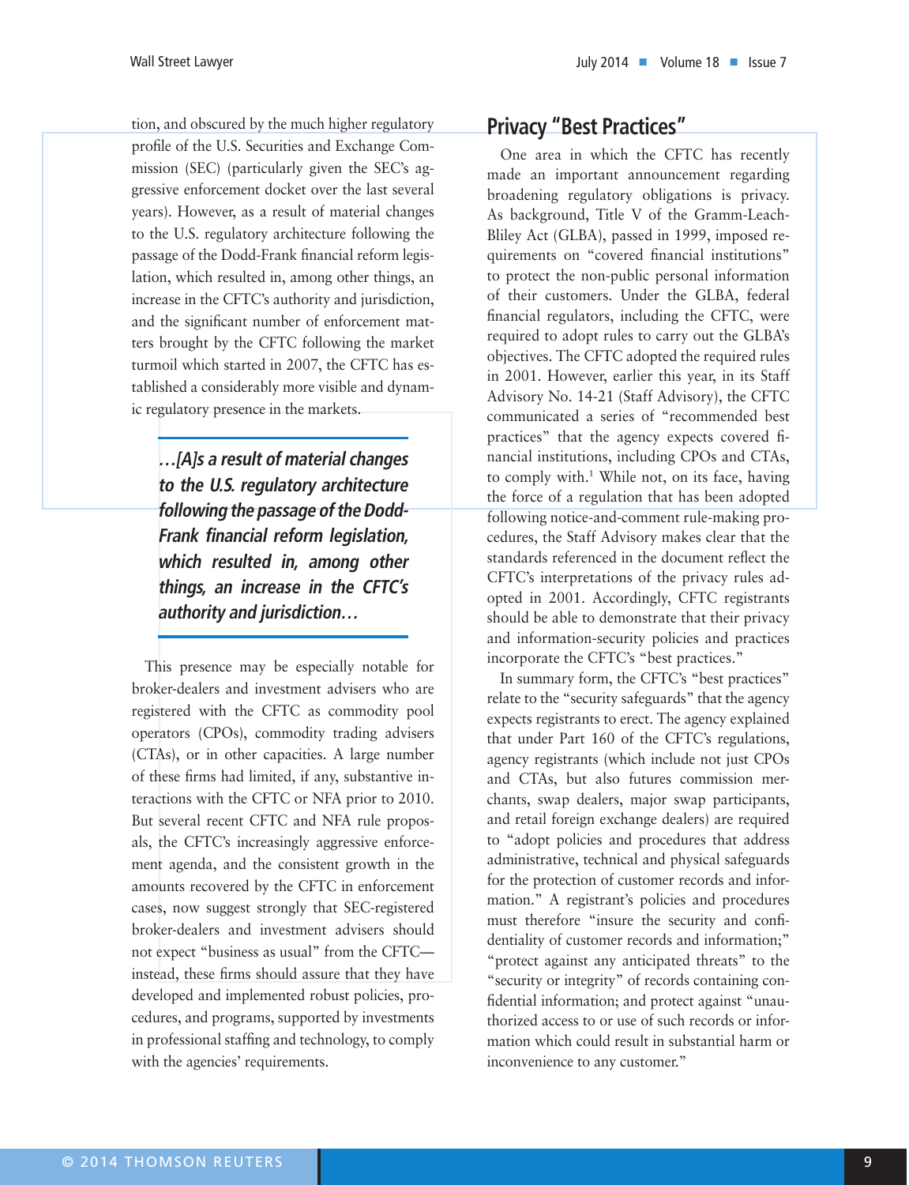tion, and obscured by the much higher regulatory profile of the U.S. Securities and Exchange Commission (SEC) (particularly given the SEC's aggressive enforcement docket over the last several years). However, as a result of material changes to the U.S. regulatory architecture following the passage of the Dodd-Frank financial reform legislation, which resulted in, among other things, an increase in the CFTC's authority and jurisdiction, and the significant number of enforcement matters brought by the CFTC following the market turmoil which started in 2007, the CFTC has established a considerably more visible and dynamic regulatory presence in the markets.

> ***…[A]s a result of material changes to the U.S. regulatory architecture following the passage of the Dodd-Frank financial reform legislation, which resulted in, among other things, an increase in the CFTC's authority and jurisdiction…***

This presence may be especially notable for broker-dealers and investment advisers who are registered with the CFTC as commodity pool operators (CPOs), commodity trading advisers (CTAs), or in other capacities. A large number of these firms had limited, if any, substantive interactions with the CFTC or NFA prior to 2010. But several recent CFTC and NFA rule proposals, the CFTC's increasingly aggressive enforcement agenda, and the consistent growth in the amounts recovered by the CFTC in enforcement cases, now suggest strongly that SEC-registered broker-dealers and investment advisers should not expect "business as usual" from the CFTC—instead, these firms should assure that they have developed and implemented robust policies, procedures, and programs, supported by investments in professional staffing and technology, to comply with the agencies' requirements.

## Privacy "Best Practices"

One area in which the CFTC has recently made an important announcement regarding broadening regulatory obligations is privacy. As background, Title V of the Gramm-Leach-Bliley Act (GLBA), passed in 1999, imposed requirements on "covered financial institutions" to protect the non-public personal information of their customers. Under the GLBA, federal financial regulators, including the CFTC, were required to adopt rules to carry out the GLBA's objectives. The CFTC adopted the required rules in 2001. However, earlier this year, in its Staff Advisory No. 14-21 (Staff Advisory), the CFTC communicated a series of "recommended best practices" that the agency expects covered financial institutions, including CPOs and CTAs, to comply with.[1] While not, on its face, having the force of a regulation that has been adopted following notice-and-comment rule-making procedures, the Staff Advisory makes clear that the standards referenced in the document reflect the CFTC's interpretations of the privacy rules adopted in 2001. Accordingly, CFTC registrants should be able to demonstrate that their privacy and information-security policies and practices incorporate the CFTC's "best practices."

In summary form, the CFTC's "best practices" relate to the "security safeguards" that the agency expects registrants to erect. The agency explained that under Part 160 of the CFTC's regulations, agency registrants (which include not just CPOs and CTAs, but also futures commission merchants, swap dealers, major swap participants, and retail foreign exchange dealers) are required to "adopt policies and procedures that address administrative, technical and physical safeguards for the protection of customer records and information." A registrant's policies and procedures must therefore "insure the security and confidentiality of customer records and information;" "protect against any anticipated threats" to the "security or integrity" of records containing confidential information; and protect against "unauthorized access to or use of such records or information which could result in substantial harm or inconvenience to any customer."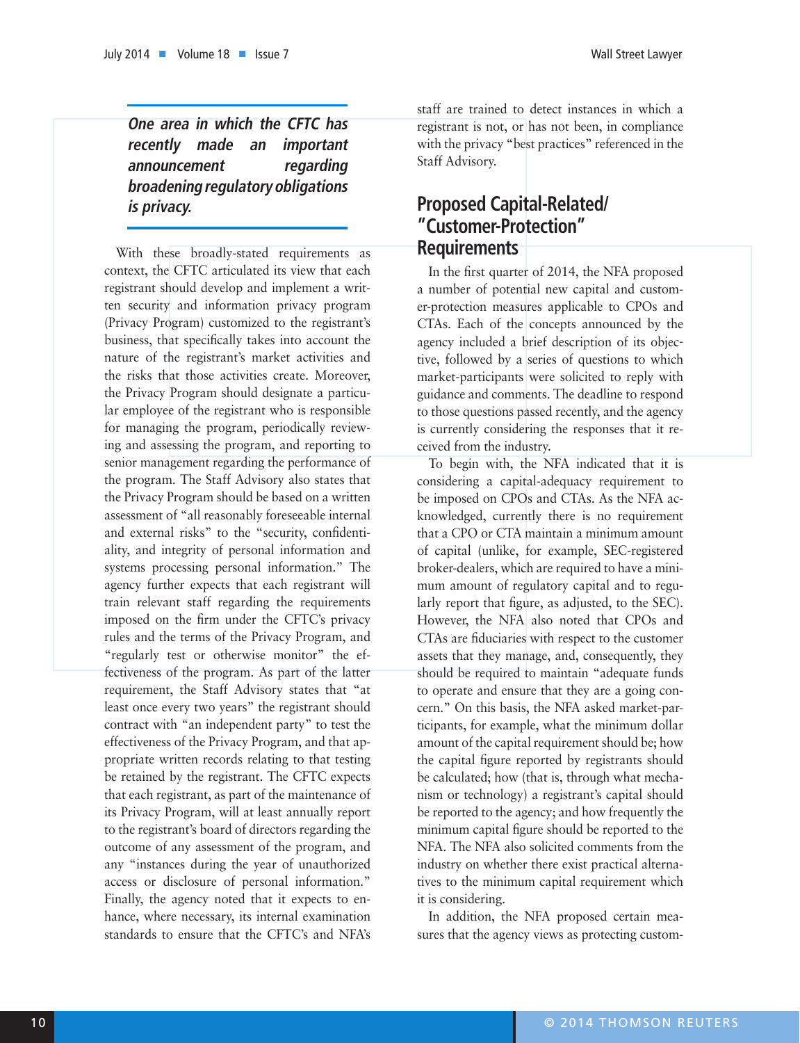*One area in which the CFTC has recently made an important announcement regarding broadening regulatory obligations is privacy.*

With these broadly-stated requirements as context, the CFTC articulated its view that each registrant should develop and implement a written security and information privacy program (Privacy Program) customized to the registrant's business, that specifically takes into account the nature of the registrant's market activities and the risks that those activities create. Moreover, the Privacy Program should designate a particular employee of the registrant who is responsible for managing the program, periodically reviewing and assessing the program, and reporting to senior management regarding the performance of the program. The Staff Advisory also states that the Privacy Program should be based on a written assessment of "all reasonably foreseeable internal and external risks" to the "security, confidentiality, and integrity of personal information and systems processing personal information." The agency further expects that each registrant will train relevant staff regarding the requirements imposed on the firm under the CFTC's privacy rules and the terms of the Privacy Program, and "regularly test or otherwise monitor" the effectiveness of the program. As part of the latter requirement, the Staff Advisory states that "at least once every two years" the registrant should contract with "an independent party" to test the effectiveness of the Privacy Program, and that appropriate written records relating to that testing be retained by the registrant. The CFTC expects that each registrant, as part of the maintenance of its Privacy Program, will at least annually report to the registrant's board of directors regarding the outcome of any assessment of the program, and any "instances during the year of unauthorized access or disclosure of personal information." Finally, the agency noted that it expects to enhance, where necessary, its internal examination standards to ensure that the CFTC's and NFA's staff are trained to detect instances in which a registrant is not, or has not been, in compliance with the privacy "best practices" referenced in the Staff Advisory.

## Proposed Capital-Related/ "Customer-Protection" Requirements

In the first quarter of 2014, the NFA proposed a number of potential new capital and customer-protection measures applicable to CPOs and CTAs. Each of the concepts announced by the agency included a brief description of its objective, followed by a series of questions to which market-participants were solicited to reply with guidance and comments. The deadline to respond to those questions passed recently, and the agency is currently considering the responses that it received from the industry.

To begin with, the NFA indicated that it is considering a capital-adequacy requirement to be imposed on CPOs and CTAs. As the NFA acknowledged, currently there is no requirement that a CPO or CTA maintain a minimum amount of capital (unlike, for example, SEC-registered broker-dealers, which are required to have a minimum amount of regulatory capital and to regularly report that figure, as adjusted, to the SEC). However, the NFA also noted that CPOs and CTAs are fiduciaries with respect to the customer assets that they manage, and, consequently, they should be required to maintain "adequate funds to operate and ensure that they are a going concern." On this basis, the NFA asked market-participants, for example, what the minimum dollar amount of the capital requirement should be; how the capital figure reported by registrants should be calculated; how (that is, through what mechanism or technology) a registrant's capital should be reported to the agency; and how frequently the minimum capital figure should be reported to the NFA. The NFA also solicited comments from the industry on whether there exist practical alternatives to the minimum capital requirement which it is considering.

In addition, the NFA proposed certain measures that the agency views as protecting custom-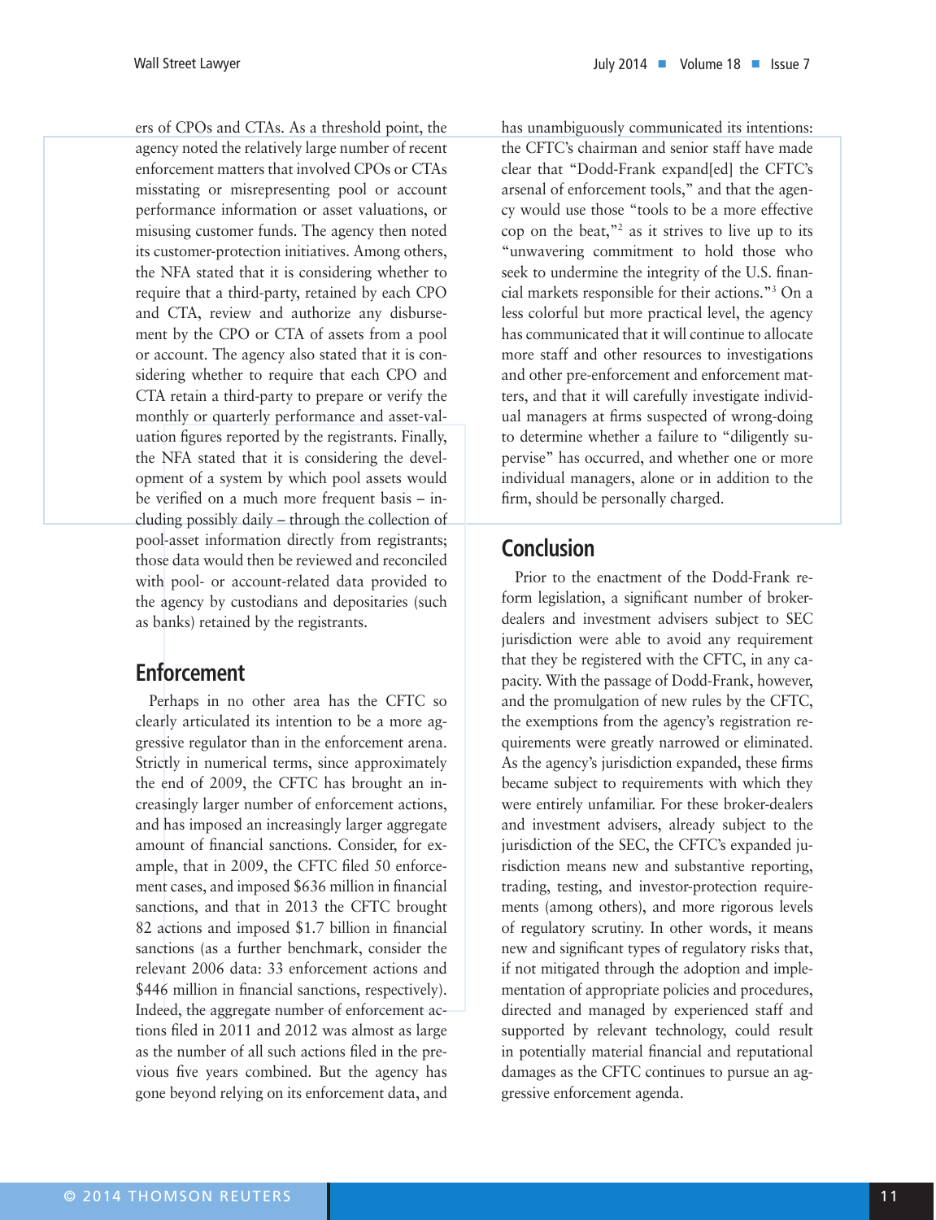ers of CPOs and CTAs. As a threshold point, the agency noted the relatively large number of recent enforcement matters that involved CPOs or CTAs misstating or misrepresenting pool or account performance information or asset valuations, or misusing customer funds. The agency then noted its customer-protection initiatives. Among others, the NFA stated that it is considering whether to require that a third-party, retained by each CPO and CTA, review and authorize any disbursement by the CPO or CTA of assets from a pool or account. The agency also stated that it is considering whether to require that each CPO and CTA retain a third-party to prepare or verify the monthly or quarterly performance and asset-valuation figures reported by the registrants. Finally, the NFA stated that it is considering the development of a system by which pool assets would be verified on a much more frequent basis – including possibly daily – through the collection of pool-asset information directly from registrants; those data would then be reviewed and reconciled with pool- or account-related data provided to the agency by custodians and depositaries (such as banks) retained by the registrants.

## Enforcement

Perhaps in no other area has the CFTC so clearly articulated its intention to be a more aggressive regulator than in the enforcement arena. Strictly in numerical terms, since approximately the end of 2009, the CFTC has brought an increasingly larger number of enforcement actions, and has imposed an increasingly larger aggregate amount of financial sanctions. Consider, for example, that in 2009, the CFTC filed 50 enforcement cases, and imposed $636 million in financial sanctions, and that in 2013 the CFTC brought 82 actions and imposed $1.7 billion in financial sanctions (as a further benchmark, consider the relevant 2006 data: 33 enforcement actions and $446 million in financial sanctions, respectively). Indeed, the aggregate number of enforcement actions filed in 2011 and 2012 was almost as large as the number of all such actions filed in the previous five years combined. But the agency has gone beyond relying on its enforcement data, and has unambiguously communicated its intentions: the CFTC's chairman and senior staff have made clear that "Dodd-Frank expand[ed] the CFTC's arsenal of enforcement tools," and that the agency would use those "tools to be a more effective cop on the beat,"[2] as it strives to live up to its "unwavering commitment to hold those who seek to undermine the integrity of the U.S. financial markets responsible for their actions."[3] On a less colorful but more practical level, the agency has communicated that it will continue to allocate more staff and other resources to investigations and other pre-enforcement and enforcement matters, and that it will carefully investigate individual managers at firms suspected of wrong-doing to determine whether a failure to "diligently supervise" has occurred, and whether one or more individual managers, alone or in addition to the firm, should be personally charged.

## Conclusion

Prior to the enactment of the Dodd-Frank reform legislation, a significant number of broker-dealers and investment advisers subject to SEC jurisdiction were able to avoid any requirement that they be registered with the CFTC, in any capacity. With the passage of Dodd-Frank, however, and the promulgation of new rules by the CFTC, the exemptions from the agency's registration requirements were greatly narrowed or eliminated. As the agency's jurisdiction expanded, these firms became subject to requirements with which they were entirely unfamiliar. For these broker-dealers and investment advisers, already subject to the jurisdiction of the SEC, the CFTC's expanded jurisdiction means new and substantive reporting, trading, testing, and investor-protection requirements (among others), and more rigorous levels of regulatory scrutiny. In other words, it means new and significant types of regulatory risks that, if not mitigated through the adoption and implementation of appropriate policies and procedures, directed and managed by experienced staff and supported by relevant technology, could result in potentially material financial and reputational damages as the CFTC continues to pursue an aggressive enforcement agenda.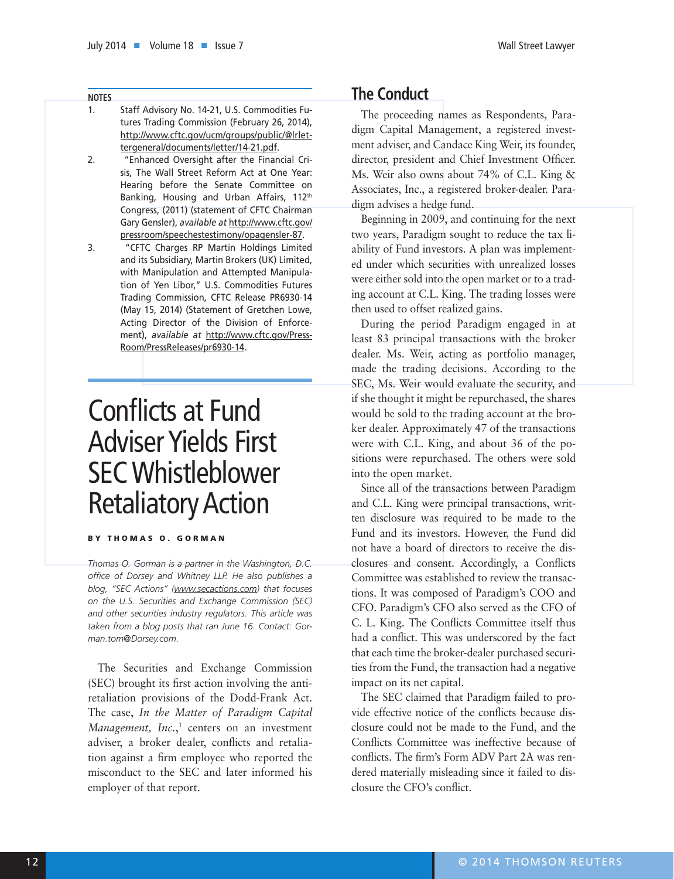NOTES

1. Staff Advisory No. 14-21, U.S. Commodities Futures Trading Commission (February 26, 2014), http://www.cftc.gov/ucm/groups/public/@lrlettergeneral/documents/letter/14-21.pdf.
2. "Enhanced Oversight after the Financial Crisis, The Wall Street Reform Act at One Year: Hearing before the Senate Committee on Banking, Housing and Urban Affairs, 112th Congress, (2011) (statement of CFTC Chairman Gary Gensler), *available at* http://www.cftc.gov/pressroom/speechestestimony/opagensler-87.
3. "CFTC Charges RP Martin Holdings Limited and its Subsidiary, Martin Brokers (UK) Limited, with Manipulation and Attempted Manipulation of Yen Libor," U.S. Commodities Futures Trading Commission, CFTC Release PR6930-14 (May 15, 2014) (Statement of Gretchen Lowe, Acting Director of the Division of Enforcement), *available at* http://www.cftc.gov/PressRoom/PressReleases/pr6930-14.

# Conflicts at Fund Adviser Yields First SEC Whistleblower Retaliatory Action

**BY THOMAS O. GORMAN**

*Thomas O. Gorman is a partner in the Washington, D.C. office of Dorsey and Whitney LLP. He also publishes a blog, "SEC Actions" (www.secactions.com) that focuses on the U.S. Securities and Exchange Commission (SEC) and other securities industry regulators. This article was taken from a blog posts that ran June 16. Contact: Gorman.tom@Dorsey.com.*

The Securities and Exchange Commission (SEC) brought its first action involving the anti-retaliation provisions of the Dodd-Frank Act. The case, *In the Matter of Paradigm Capital Management, Inc.*,[1] centers on an investment adviser, a broker dealer, conflicts and retaliation against a firm employee who reported the misconduct to the SEC and later informed his employer of that report.

## The Conduct

The proceeding names as Respondents, Paradigm Capital Management, a registered investment adviser, and Candace King Weir, its founder, director, president and Chief Investment Officer. Ms. Weir also owns about 74% of C.L. King & Associates, Inc., a registered broker-dealer. Paradigm advises a hedge fund.

Beginning in 2009, and continuing for the next two years, Paradigm sought to reduce the tax liability of Fund investors. A plan was implemented under which securities with unrealized losses were either sold into the open market or to a trading account at C.L. King. The trading losses were then used to offset realized gains.

During the period Paradigm engaged in at least 83 principal transactions with the broker dealer. Ms. Weir, acting as portfolio manager, made the trading decisions. According to the SEC, Ms. Weir would evaluate the security, and if she thought it might be repurchased, the shares would be sold to the trading account at the broker dealer. Approximately 47 of the transactions were with C.L. King, and about 36 of the positions were repurchased. The others were sold into the open market.

Since all of the transactions between Paradigm and C.L. King were principal transactions, written disclosure was required to be made to the Fund and its investors. However, the Fund did not have a board of directors to receive the disclosures and consent. Accordingly, a Conflicts Committee was established to review the transactions. It was composed of Paradigm's COO and CFO. Paradigm's CFO also served as the CFO of C. L. King. The Conflicts Committee itself thus had a conflict. This was underscored by the fact that each time the broker-dealer purchased securities from the Fund, the transaction had a negative impact on its net capital.

The SEC claimed that Paradigm failed to provide effective notice of the conflicts because disclosure could not be made to the Fund, and the Conflicts Committee was ineffective because of conflicts. The firm's Form ADV Part 2A was rendered materially misleading since it failed to disclosure the CFO's conflict.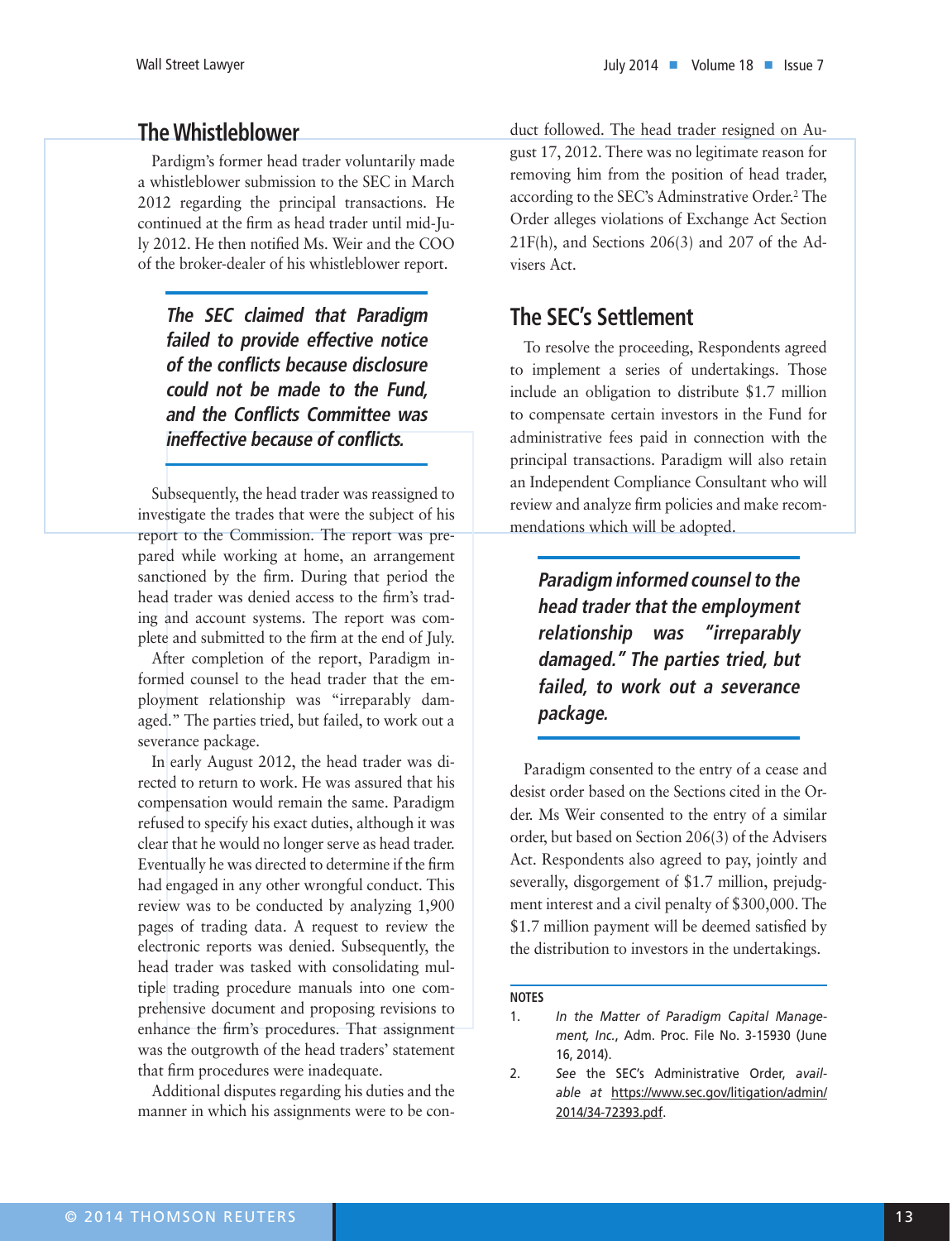## The Whistleblower

Pardigm's former head trader voluntarily made a whistleblower submission to the SEC in March 2012 regarding the principal transactions. He continued at the firm as head trader until mid-July 2012. He then notified Ms. Weir and the COO of the broker-dealer of his whistleblower report.

> ***The SEC claimed that Paradigm failed to provide effective notice of the conflicts because disclosure could not be made to the Fund, and the Conflicts Committee was ineffective because of conflicts.***

Subsequently, the head trader was reassigned to investigate the trades that were the subject of his report to the Commission. The report was prepared while working at home, an arrangement sanctioned by the firm. During that period the head trader was denied access to the firm's trading and account systems. The report was complete and submitted to the firm at the end of July.

After completion of the report, Paradigm informed counsel to the head trader that the employment relationship was "irreparably damaged." The parties tried, but failed, to work out a severance package.

In early August 2012, the head trader was directed to return to work. He was assured that his compensation would remain the same. Paradigm refused to specify his exact duties, although it was clear that he would no longer serve as head trader. Eventually he was directed to determine if the firm had engaged in any other wrongful conduct. This review was to be conducted by analyzing 1,900 pages of trading data. A request to review the electronic reports was denied. Subsequently, the head trader was tasked with consolidating multiple trading procedure manuals into one comprehensive document and proposing revisions to enhance the firm's procedures. That assignment was the outgrowth of the head traders' statement that firm procedures were inadequate.

Additional disputes regarding his duties and the manner in which his assignments were to be conduct followed. The head trader resigned on August 17, 2012. There was no legitimate reason for removing him from the position of head trader, according to the SEC's Adminstrative Order.[2] The Order alleges violations of Exchange Act Section 21F(h), and Sections 206(3) and 207 of the Advisers Act.

## The SEC's Settlement

To resolve the proceeding, Respondents agreed to implement a series of undertakings. Those include an obligation to distribute $1.7 million to compensate certain investors in the Fund for administrative fees paid in connection with the principal transactions. Paradigm will also retain an Independent Compliance Consultant who will review and analyze firm policies and make recommendations which will be adopted.

> ***Paradigm informed counsel to the head trader that the employment relationship was "irreparably damaged." The parties tried, but failed, to work out a severance package.***

Paradigm consented to the entry of a cease and desist order based on the Sections cited in the Order. Ms Weir consented to the entry of a similar order, but based on Section 206(3) of the Advisers Act. Respondents also agreed to pay, jointly and severally, disgorgement of $1.7 million, prejudgment interest and a civil penalty of $300,000. The $1.7 million payment will be deemed satisfied by the distribution to investors in the undertakings.

**NOTES**

1. *In the Matter of Paradigm Capital Management, Inc.*, Adm. Proc. File No. 3-15930 (June 16, 2014).
2. *See* the SEC's Administrative Order, *available at* https://www.sec.gov/litigation/admin/2014/34-72393.pdf.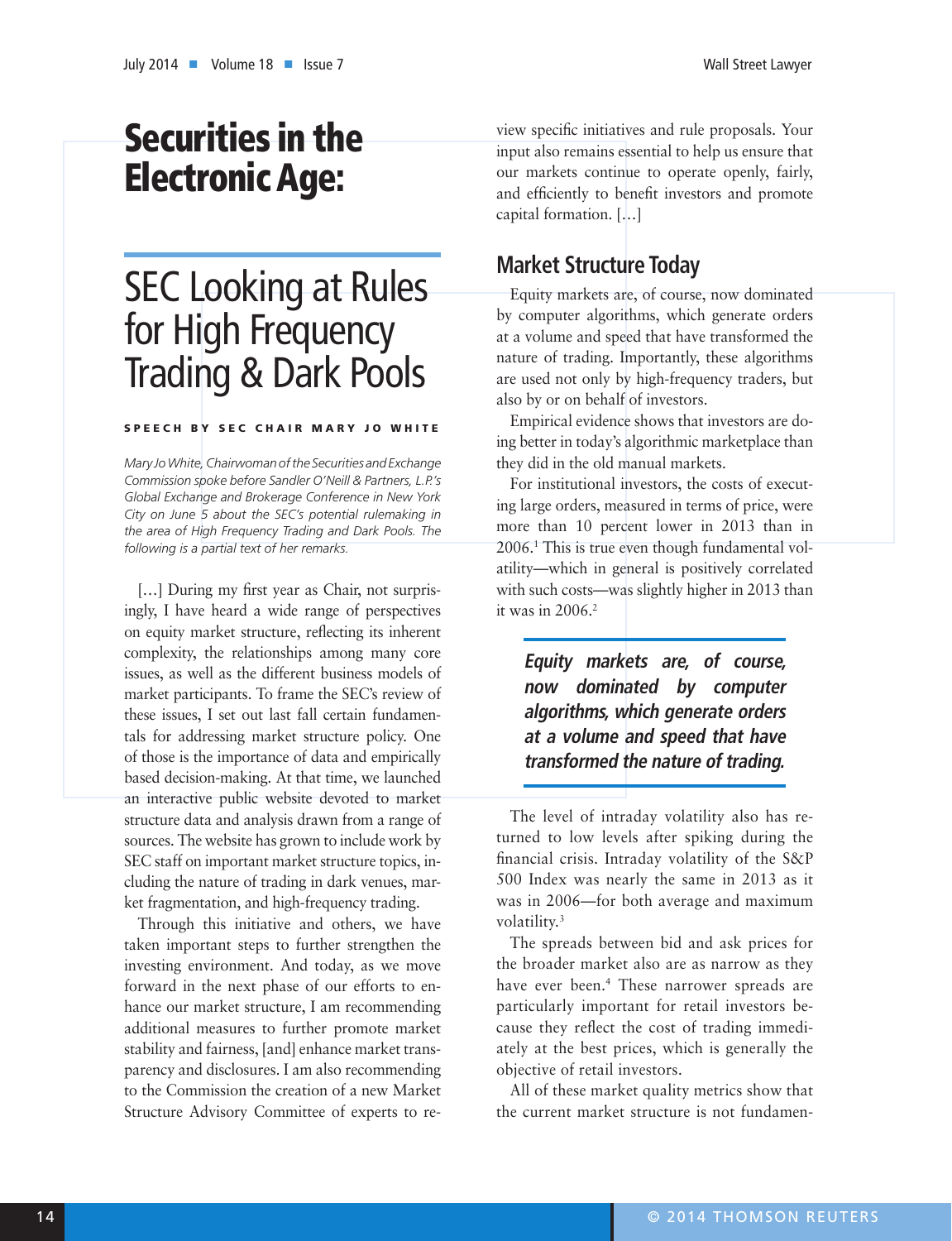# Securities in the Electronic Age:

# SEC Looking at Rules for High Frequency Trading & Dark Pools

**SPEECH BY SEC CHAIR MARY JO WHITE**

*Mary Jo White, Chairwoman of the Securities and Exchange Commission spoke before Sandler O'Neill & Partners, L.P.'s Global Exchange and Brokerage Conference in New York City on June 5 about the SEC's potential rulemaking in the area of High Frequency Trading and Dark Pools. The following is a partial text of her remarks.*

[…] During my first year as Chair, not surprisingly, I have heard a wide range of perspectives on equity market structure, reflecting its inherent complexity, the relationships among many core issues, as well as the different business models of market participants. To frame the SEC's review of these issues, I set out last fall certain fundamentals for addressing market structure policy. One of those is the importance of data and empirically based decision-making. At that time, we launched an interactive public website devoted to market structure data and analysis drawn from a range of sources. The website has grown to include work by SEC staff on important market structure topics, including the nature of trading in dark venues, market fragmentation, and high-frequency trading.

Through this initiative and others, we have taken important steps to further strengthen the investing environment. And today, as we move forward in the next phase of our efforts to enhance our market structure, I am recommending additional measures to further promote market stability and fairness, [and] enhance market transparency and disclosures. I am also recommending to the Commission the creation of a new Market Structure Advisory Committee of experts to review specific initiatives and rule proposals. Your input also remains essential to help us ensure that our markets continue to operate openly, fairly, and efficiently to benefit investors and promote capital formation. […]

## Market Structure Today

Equity markets are, of course, now dominated by computer algorithms, which generate orders at a volume and speed that have transformed the nature of trading. Importantly, these algorithms are used not only by high-frequency traders, but also by or on behalf of investors.

Empirical evidence shows that investors are doing better in today's algorithmic marketplace than they did in the old manual markets.

For institutional investors, the costs of executing large orders, measured in terms of price, were more than 10 percent lower in 2013 than in 2006.[1] This is true even though fundamental volatility—which in general is positively correlated with such costs—was slightly higher in 2013 than it was in 2006.[2]

> ***Equity markets are, of course, now dominated by computer algorithms, which generate orders at a volume and speed that have transformed the nature of trading.***

The level of intraday volatility also has returned to low levels after spiking during the financial crisis. Intraday volatility of the S&P 500 Index was nearly the same in 2013 as it was in 2006—for both average and maximum volatility.[3]

The spreads between bid and ask prices for the broader market also are as narrow as they have ever been.[4] These narrower spreads are particularly important for retail investors because they reflect the cost of trading immediately at the best prices, which is generally the objective of retail investors.

All of these market quality metrics show that the current market structure is not fundamen-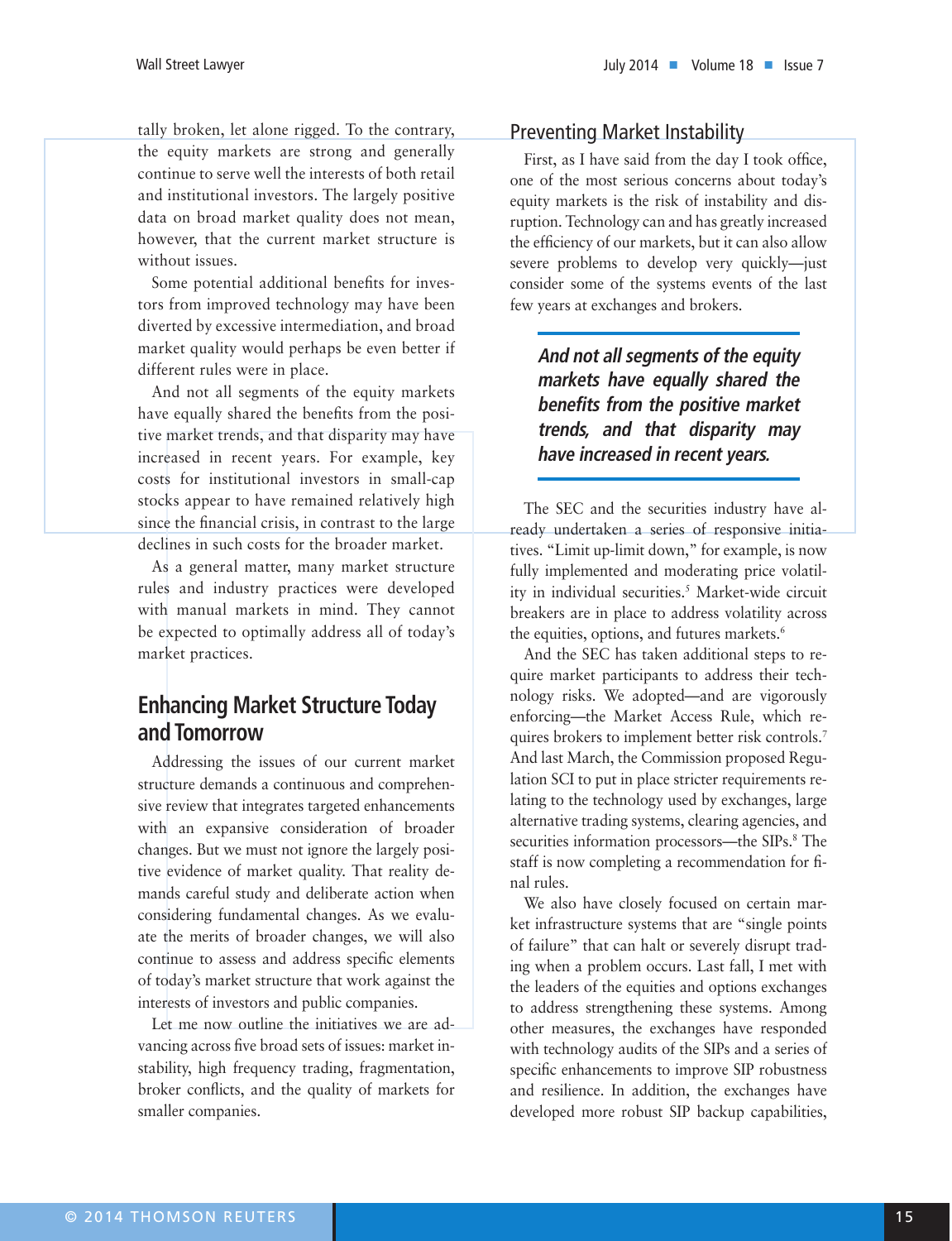tally broken, let alone rigged. To the contrary, the equity markets are strong and generally continue to serve well the interests of both retail and institutional investors. The largely positive data on broad market quality does not mean, however, that the current market structure is without issues.

Some potential additional benefits for investors from improved technology may have been diverted by excessive intermediation, and broad market quality would perhaps be even better if different rules were in place.

And not all segments of the equity markets have equally shared the benefits from the positive market trends, and that disparity may have increased in recent years. For example, key costs for institutional investors in small-cap stocks appear to have remained relatively high since the financial crisis, in contrast to the large declines in such costs for the broader market.

As a general matter, many market structure rules and industry practices were developed with manual markets in mind. They cannot be expected to optimally address all of today's market practices.

## Enhancing Market Structure Today and Tomorrow

Addressing the issues of our current market structure demands a continuous and comprehensive review that integrates targeted enhancements with an expansive consideration of broader changes. But we must not ignore the largely positive evidence of market quality. That reality demands careful study and deliberate action when considering fundamental changes. As we evaluate the merits of broader changes, we will also continue to assess and address specific elements of today's market structure that work against the interests of investors and public companies.

Let me now outline the initiatives we are advancing across five broad sets of issues: market instability, high frequency trading, fragmentation, broker conflicts, and the quality of markets for smaller companies.

## Preventing Market Instability

First, as I have said from the day I took office, one of the most serious concerns about today's equity markets is the risk of instability and disruption. Technology can and has greatly increased the efficiency of our markets, but it can also allow severe problems to develop very quickly—just consider some of the systems events of the last few years at exchanges and brokers.

> ***And not all segments of the equity markets have equally shared the benefits from the positive market trends, and that disparity may have increased in recent years.***

The SEC and the securities industry have already undertaken a series of responsive initiatives. "Limit up-limit down," for example, is now fully implemented and moderating price volatility in individual securities.[5] Market-wide circuit breakers are in place to address volatility across the equities, options, and futures markets.[6]

And the SEC has taken additional steps to require market participants to address their technology risks. We adopted—and are vigorously enforcing—the Market Access Rule, which requires brokers to implement better risk controls.[7] And last March, the Commission proposed Regulation SCI to put in place stricter requirements relating to the technology used by exchanges, large alternative trading systems, clearing agencies, and securities information processors—the SIPs.[8] The staff is now completing a recommendation for final rules.

We also have closely focused on certain market infrastructure systems that are "single points of failure" that can halt or severely disrupt trading when a problem occurs. Last fall, I met with the leaders of the equities and options exchanges to address strengthening these systems. Among other measures, the exchanges have responded with technology audits of the SIPs and a series of specific enhancements to improve SIP robustness and resilience. In addition, the exchanges have developed more robust SIP backup capabilities,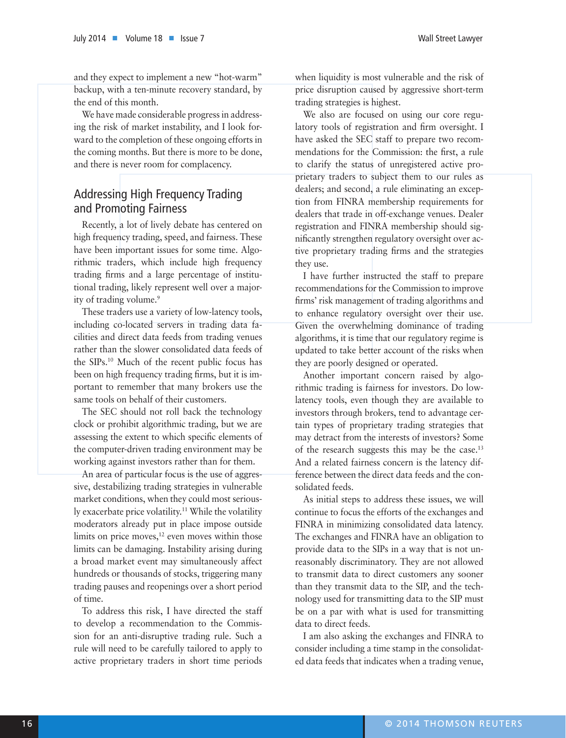and they expect to implement a new "hot-warm" backup, with a ten-minute recovery standard, by the end of this month.

We have made considerable progress in addressing the risk of market instability, and I look forward to the completion of these ongoing efforts in the coming months. But there is more to be done, and there is never room for complacency.

## Addressing High Frequency Trading and Promoting Fairness

Recently, a lot of lively debate has centered on high frequency trading, speed, and fairness. These have been important issues for some time. Algorithmic traders, which include high frequency trading firms and a large percentage of institutional trading, likely represent well over a majority of trading volume.[9]

These traders use a variety of low-latency tools, including co-located servers in trading data facilities and direct data feeds from trading venues rather than the slower consolidated data feeds of the SIPs.[10] Much of the recent public focus has been on high frequency trading firms, but it is important to remember that many brokers use the same tools on behalf of their customers.

The SEC should not roll back the technology clock or prohibit algorithmic trading, but we are assessing the extent to which specific elements of the computer-driven trading environment may be working against investors rather than for them.

An area of particular focus is the use of aggressive, destabilizing trading strategies in vulnerable market conditions, when they could most seriously exacerbate price volatility.[11] While the volatility moderators already put in place impose outside limits on price moves,[12] even moves within those limits can be damaging. Instability arising during a broad market event may simultaneously affect hundreds or thousands of stocks, triggering many trading pauses and reopenings over a short period of time.

To address this risk, I have directed the staff to develop a recommendation to the Commission for an anti-disruptive trading rule. Such a rule will need to be carefully tailored to apply to active proprietary traders in short time periods when liquidity is most vulnerable and the risk of price disruption caused by aggressive short-term trading strategies is highest.

We also are focused on using our core regulatory tools of registration and firm oversight. I have asked the SEC staff to prepare two recommendations for the Commission: the first, a rule to clarify the status of unregistered active proprietary traders to subject them to our rules as dealers; and second, a rule eliminating an exception from FINRA membership requirements for dealers that trade in off-exchange venues. Dealer registration and FINRA membership should significantly strengthen regulatory oversight over active proprietary trading firms and the strategies they use.

I have further instructed the staff to prepare recommendations for the Commission to improve firms' risk management of trading algorithms and to enhance regulatory oversight over their use. Given the overwhelming dominance of trading algorithms, it is time that our regulatory regime is updated to take better account of the risks when they are poorly designed or operated.

Another important concern raised by algorithmic trading is fairness for investors. Do low-latency tools, even though they are available to investors through brokers, tend to advantage certain types of proprietary trading strategies that may detract from the interests of investors? Some of the research suggests this may be the case.[13] And a related fairness concern is the latency difference between the direct data feeds and the consolidated feeds.

As initial steps to address these issues, we will continue to focus the efforts of the exchanges and FINRA in minimizing consolidated data latency. The exchanges and FINRA have an obligation to provide data to the SIPs in a way that is not unreasonably discriminatory. They are not allowed to transmit data to direct customers any sooner than they transmit data to the SIP, and the technology used for transmitting data to the SIP must be on a par with what is used for transmitting data to direct feeds.

I am also asking the exchanges and FINRA to consider including a time stamp in the consolidated data feeds that indicates when a trading venue,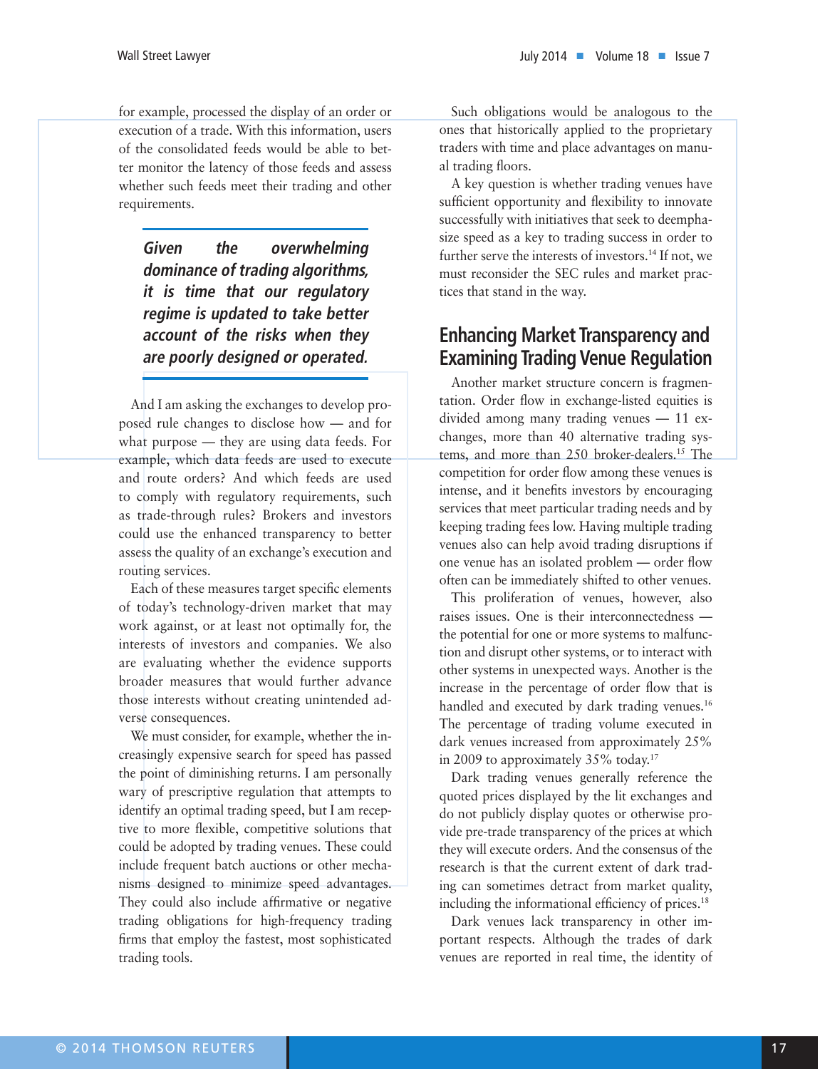for example, processed the display of an order or execution of a trade. With this information, users of the consolidated feeds would be able to better monitor the latency of those feeds and assess whether such feeds meet their trading and other requirements.

> ***Given the overwhelming dominance of trading algorithms, it is time that our regulatory regime is updated to take better account of the risks when they are poorly designed or operated.***

And I am asking the exchanges to develop proposed rule changes to disclose how — and for what purpose — they are using data feeds. For example, which data feeds are used to execute and route orders? And which feeds are used to comply with regulatory requirements, such as trade-through rules? Brokers and investors could use the enhanced transparency to better assess the quality of an exchange's execution and routing services.

Each of these measures target specific elements of today's technology-driven market that may work against, or at least not optimally for, the interests of investors and companies. We also are evaluating whether the evidence supports broader measures that would further advance those interests without creating unintended adverse consequences.

We must consider, for example, whether the increasingly expensive search for speed has passed the point of diminishing returns. I am personally wary of prescriptive regulation that attempts to identify an optimal trading speed, but I am receptive to more flexible, competitive solutions that could be adopted by trading venues. These could include frequent batch auctions or other mechanisms designed to minimize speed advantages. They could also include affirmative or negative trading obligations for high-frequency trading firms that employ the fastest, most sophisticated trading tools.

Such obligations would be analogous to the ones that historically applied to the proprietary traders with time and place advantages on manual trading floors.

A key question is whether trading venues have sufficient opportunity and flexibility to innovate successfully with initiatives that seek to deemphasize speed as a key to trading success in order to further serve the interests of investors.[14] If not, we must reconsider the SEC rules and market practices that stand in the way.

## Enhancing Market Transparency and Examining Trading Venue Regulation

Another market structure concern is fragmentation. Order flow in exchange-listed equities is divided among many trading venues — 11 exchanges, more than 40 alternative trading systems, and more than 250 broker-dealers.[15] The competition for order flow among these venues is intense, and it benefits investors by encouraging services that meet particular trading needs and by keeping trading fees low. Having multiple trading venues also can help avoid trading disruptions if one venue has an isolated problem — order flow often can be immediately shifted to other venues.

This proliferation of venues, however, also raises issues. One is their interconnectedness — the potential for one or more systems to malfunction and disrupt other systems, or to interact with other systems in unexpected ways. Another is the increase in the percentage of order flow that is handled and executed by dark trading venues.[16] The percentage of trading volume executed in dark venues increased from approximately 25% in 2009 to approximately 35% today.[17]

Dark trading venues generally reference the quoted prices displayed by the lit exchanges and do not publicly display quotes or otherwise provide pre-trade transparency of the prices at which they will execute orders. And the consensus of the research is that the current extent of dark trading can sometimes detract from market quality, including the informational efficiency of prices.[18]

Dark venues lack transparency in other important respects. Although the trades of dark venues are reported in real time, the identity of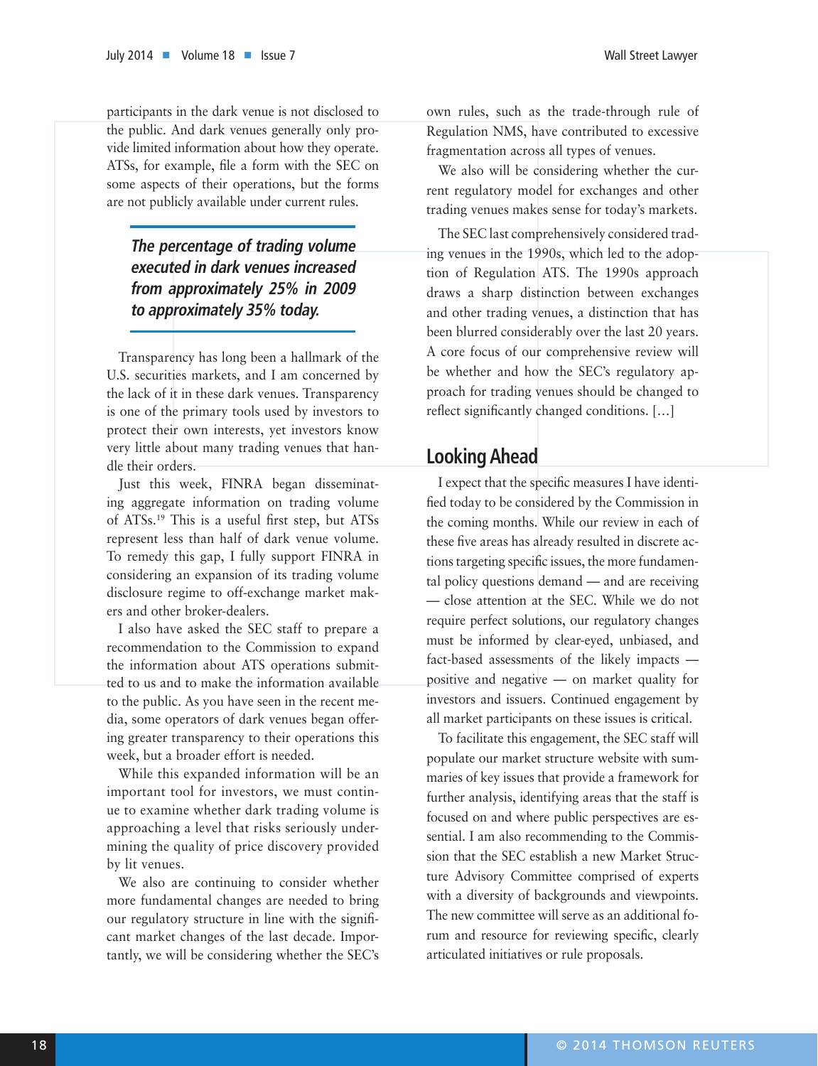participants in the dark venue is not disclosed to the public. And dark venues generally only provide limited information about how they operate. ATSs, for example, file a form with the SEC on some aspects of their operations, but the forms are not publicly available under current rules.

> ***The percentage of trading volume executed in dark venues increased from approximately 25% in 2009 to approximately 35% today.***

Transparency has long been a hallmark of the U.S. securities markets, and I am concerned by the lack of it in these dark venues. Transparency is one of the primary tools used by investors to protect their own interests, yet investors know very little about many trading venues that handle their orders.

Just this week, FINRA began disseminating aggregate information on trading volume of ATSs.[19] This is a useful first step, but ATSs represent less than half of dark venue volume. To remedy this gap, I fully support FINRA in considering an expansion of its trading volume disclosure regime to off-exchange market makers and other broker-dealers.

I also have asked the SEC staff to prepare a recommendation to the Commission to expand the information about ATS operations submitted to us and to make the information available to the public. As you have seen in the recent media, some operators of dark venues began offering greater transparency to their operations this week, but a broader effort is needed.

While this expanded information will be an important tool for investors, we must continue to examine whether dark trading volume is approaching a level that risks seriously undermining the quality of price discovery provided by lit venues.

We also are continuing to consider whether more fundamental changes are needed to bring our regulatory structure in line with the significant market changes of the last decade. Importantly, we will be considering whether the SEC's own rules, such as the trade-through rule of Regulation NMS, have contributed to excessive fragmentation across all types of venues.

We also will be considering whether the current regulatory model for exchanges and other trading venues makes sense for today's markets.

The SEC last comprehensively considered trading venues in the 1990s, which led to the adoption of Regulation ATS. The 1990s approach draws a sharp distinction between exchanges and other trading venues, a distinction that has been blurred considerably over the last 20 years. A core focus of our comprehensive review will be whether and how the SEC's regulatory approach for trading venues should be changed to reflect significantly changed conditions. […]

## Looking Ahead

I expect that the specific measures I have identified today to be considered by the Commission in the coming months. While our review in each of these five areas has already resulted in discrete actions targeting specific issues, the more fundamental policy questions demand — and are receiving — close attention at the SEC. While we do not require perfect solutions, our regulatory changes must be informed by clear-eyed, unbiased, and fact-based assessments of the likely impacts — positive and negative — on market quality for investors and issuers. Continued engagement by all market participants on these issues is critical.

To facilitate this engagement, the SEC staff will populate our market structure website with summaries of key issues that provide a framework for further analysis, identifying areas that the staff is focused on and where public perspectives are essential. I am also recommending to the Commission that the SEC establish a new Market Structure Advisory Committee comprised of experts with a diversity of backgrounds and viewpoints. The new committee will serve as an additional forum and resource for reviewing specific, clearly articulated initiatives or rule proposals.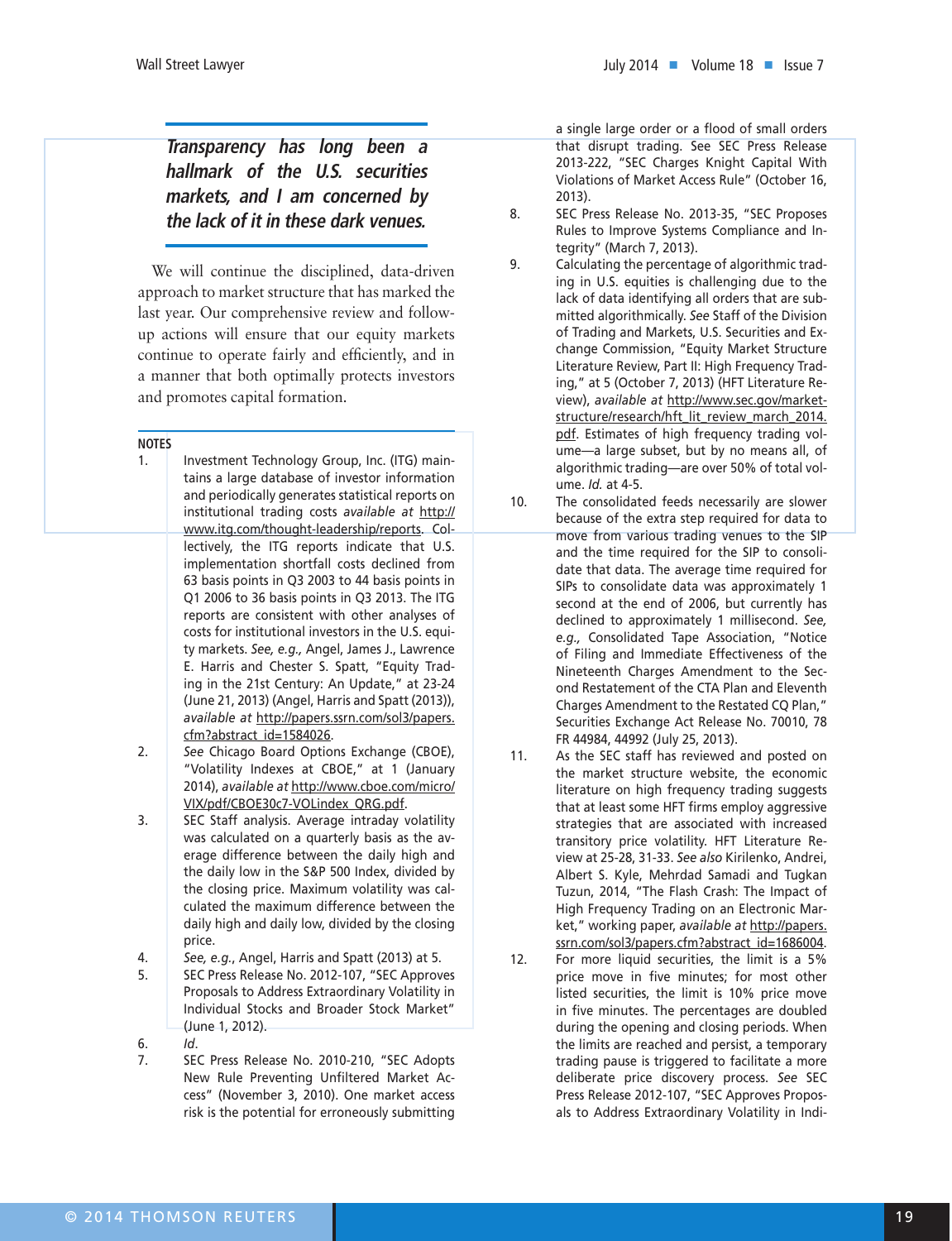*Transparency has long been a hallmark of the U.S. securities markets, and I am concerned by the lack of it in these dark venues.*

We will continue the disciplined, data-driven approach to market structure that has marked the last year. Our comprehensive review and follow-up actions will ensure that our equity markets continue to operate fairly and efficiently, and in a manner that both optimally protects investors and promotes capital formation.

## NOTES

1. Investment Technology Group, Inc. (ITG) maintains a large database of investor information and periodically generates statistical reports on institutional trading costs *available at* http://www.itg.com/thought-leadership/reports. Collectively, the ITG reports indicate that U.S. implementation shortfall costs declined from 63 basis points in Q3 2003 to 44 basis points in Q1 2006 to 36 basis points in Q3 2013. The ITG reports are consistent with other analyses of costs for institutional investors in the U.S. equity markets. *See, e.g.,* Angel, James J., Lawrence E. Harris and Chester S. Spatt, "Equity Trading in the 21st Century: An Update," at 23-24 (June 21, 2013) (Angel, Harris and Spatt (2013)), *available at* http://papers.ssrn.com/sol3/papers.cfm?abstract_id=1584026.
2. *See* Chicago Board Options Exchange (CBOE), "Volatility Indexes at CBOE," at 1 (January 2014), *available at* http://www.cboe.com/micro/VIX/pdf/CBOE30c7-VOLindex_QRG.pdf.
3. SEC Staff analysis. Average intraday volatility was calculated on a quarterly basis as the average difference between the daily high and the daily low in the S&P 500 Index, divided by the closing price. Maximum volatility was calculated the maximum difference between the daily high and daily low, divided by the closing price.
4. *See, e.g.*, Angel, Harris and Spatt (2013) at 5.
5. SEC Press Release No. 2012-107, "SEC Approves Proposals to Address Extraordinary Volatility in Individual Stocks and Broader Stock Market" (June 1, 2012).
6. *Id*.
7. SEC Press Release No. 2010-210, "SEC Adopts New Rule Preventing Unfiltered Market Access" (November 3, 2010). One market access risk is the potential for erroneously submitting a single large order or a flood of small orders that disrupt trading. See SEC Press Release 2013-222, "SEC Charges Knight Capital With Violations of Market Access Rule" (October 16, 2013).
8. SEC Press Release No. 2013-35, "SEC Proposes Rules to Improve Systems Compliance and Integrity" (March 7, 2013).
9. Calculating the percentage of algorithmic trading in U.S. equities is challenging due to the lack of data identifying all orders that are submitted algorithmically. *See* Staff of the Division of Trading and Markets, U.S. Securities and Exchange Commission, "Equity Market Structure Literature Review, Part II: High Frequency Trading," at 5 (October 7, 2013) (HFT Literature Review), *available at* http://www.sec.gov/marketstructure/research/hft_lit_review_march_2014.pdf. Estimates of high frequency trading volume—a large subset, but by no means all, of algorithmic trading—are over 50% of total volume. *Id.* at 4-5.
10. The consolidated feeds necessarily are slower because of the extra step required for data to move from various trading venues to the SIP and the time required for the SIP to consolidate that data. The average time required for SIPs to consolidate data was approximately 1 second at the end of 2006, but currently has declined to approximately 1 millisecond. *See, e.g.,* Consolidated Tape Association, "Notice of Filing and Immediate Effectiveness of the Nineteenth Charges Amendment to the Second Restatement of the CTA Plan and Eleventh Charges Amendment to the Restated CQ Plan," Securities Exchange Act Release No. 70010, 78 FR 44984, 44992 (July 25, 2013).
11. As the SEC staff has reviewed and posted on the market structure website, the economic literature on high frequency trading suggests that at least some HFT firms employ aggressive strategies that are associated with increased transitory price volatility. HFT Literature Review at 25-28, 31-33. *See also* Kirilenko, Andrei, Albert S. Kyle, Mehrdad Samadi and Tugkan Tuzun, 2014, "The Flash Crash: The Impact of High Frequency Trading on an Electronic Market," working paper, *available at* http://papers.ssrn.com/sol3/papers.cfm?abstract_id=1686004.
12. For more liquid securities, the limit is a 5% price move in five minutes; for most other listed securities, the limit is 10% price move in five minutes. The percentages are doubled during the opening and closing periods. When the limits are reached and persist, a temporary trading pause is triggered to facilitate a more deliberate price discovery process. *See* SEC Press Release 2012-107, "SEC Approves Proposals to Address Extraordinary Volatility in Indi-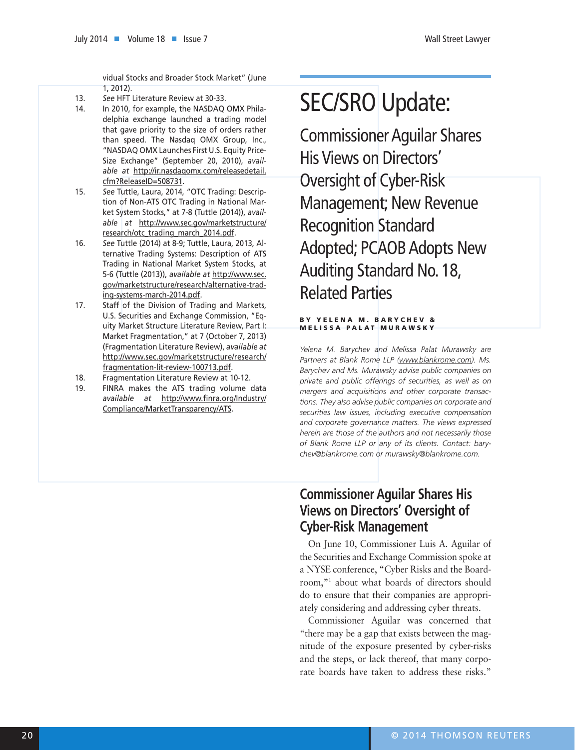vidual Stocks and Broader Stock Market" (June 1, 2012).

13. *See* HFT Literature Review at 30-33.
14. In 2010, for example, the NASDAQ OMX Philadelphia exchange launched a trading model that gave priority to the size of orders rather than speed. The Nasdaq OMX Group, Inc., "NASDAQ OMX Launches First U.S. Equity Price-Size Exchange" (September 20, 2010), *available at* http://ir.nasdaqomx.com/releasedetail.cfm?ReleaseID=508731.
15. *See* Tuttle, Laura, 2014, "OTC Trading: Description of Non-ATS OTC Trading in National Market System Stocks," at 7-8 (Tuttle (2014)), *available at* http://www.sec.gov/marketstructure/research/otc_trading_march_2014.pdf.
16. *See* Tuttle (2014) at 8-9; Tuttle, Laura, 2013, Alternative Trading Systems: Description of ATS Trading in National Market System Stocks, at 5-6 (Tuttle (2013)), *available at* http://www.sec.gov/marketstructure/research/alternative-trading-systems-march-2014.pdf.
17. Staff of the Division of Trading and Markets, U.S. Securities and Exchange Commission, "Equity Market Structure Literature Review, Part I: Market Fragmentation," at 7 (October 7, 2013) (Fragmentation Literature Review), *available at* http://www.sec.gov/marketstructure/research/fragmentation-lit-review-100713.pdf.
18. Fragmentation Literature Review at 10-12.
19. FINRA makes the ATS trading volume data *available at* http://www.finra.org/Industry/Compliance/MarketTransparency/ATS.

# SEC/SRO Update:

## Commissioner Aguilar Shares His Views on Directors' Oversight of Cyber-Risk Management; New Revenue Recognition Standard Adopted; PCAOB Adopts New Auditing Standard No. 18, Related Parties

**BY YELENA M. BARYCHEV & MELISSA PALAT MURAWSKY**

*Yelena M. Barychev and Melissa Palat Murawsky are Partners at Blank Rome LLP (www.blankrome.com). Ms. Barychev and Ms. Murawsky advise public companies on private and public offerings of securities, as well as on mergers and acquisitions and other corporate transactions. They also advise public companies on corporate and securities law issues, including executive compensation and corporate governance matters. The views expressed herein are those of the authors and not necessarily those of Blank Rome LLP or any of its clients. Contact: barychev@blankrome.com or murawsky@blankrome.com.*

### Commissioner Aguilar Shares His Views on Directors' Oversight of Cyber-Risk Management

On June 10, Commissioner Luis A. Aguilar of the Securities and Exchange Commission spoke at a NYSE conference, "Cyber Risks and the Boardroom,"[1] about what boards of directors should do to ensure that their companies are appropriately considering and addressing cyber threats.

Commissioner Aguilar was concerned that "there may be a gap that exists between the magnitude of the exposure presented by cyber-risks and the steps, or lack thereof, that many corporate boards have taken to address these risks."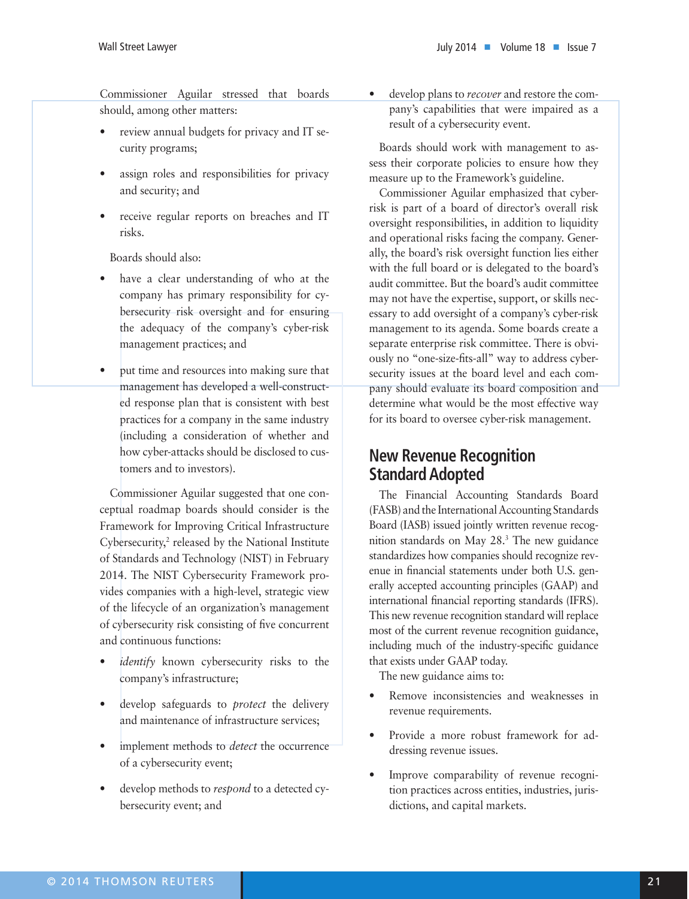Commissioner Aguilar stressed that boards should, among other matters:

- review annual budgets for privacy and IT security programs;
- assign roles and responsibilities for privacy and security; and
- receive regular reports on breaches and IT risks.

Boards should also:

- have a clear understanding of who at the company has primary responsibility for cybersecurity risk oversight and for ensuring the adequacy of the company's cyber-risk management practices; and
- put time and resources into making sure that management has developed a well-constructed response plan that is consistent with best practices for a company in the same industry (including a consideration of whether and how cyber-attacks should be disclosed to customers and to investors).

Commissioner Aguilar suggested that one conceptual roadmap boards should consider is the Framework for Improving Critical Infrastructure Cybersecurity,[2] released by the National Institute of Standards and Technology (NIST) in February 2014. The NIST Cybersecurity Framework provides companies with a high-level, strategic view of the lifecycle of an organization's management of cybersecurity risk consisting of five concurrent and continuous functions:

- *identify* known cybersecurity risks to the company's infrastructure;
- develop safeguards to *protect* the delivery and maintenance of infrastructure services;
- implement methods to *detect* the occurrence of a cybersecurity event;
- develop methods to *respond* to a detected cybersecurity event; and
- develop plans to *recover* and restore the company's capabilities that were impaired as a result of a cybersecurity event.

Boards should work with management to assess their corporate policies to ensure how they measure up to the Framework's guideline.

Commissioner Aguilar emphasized that cyber-risk is part of a board of director's overall risk oversight responsibilities, in addition to liquidity and operational risks facing the company. Generally, the board's risk oversight function lies either with the full board or is delegated to the board's audit committee. But the board's audit committee may not have the expertise, support, or skills necessary to add oversight of a company's cyber-risk management to its agenda. Some boards create a separate enterprise risk committee. There is obviously no "one-size-fits-all" way to address cybersecurity issues at the board level and each company should evaluate its board composition and determine what would be the most effective way for its board to oversee cyber-risk management.

## New Revenue Recognition Standard Adopted

The Financial Accounting Standards Board (FASB) and the International Accounting Standards Board (IASB) issued jointly written revenue recognition standards on May 28.[3] The new guidance standardizes how companies should recognize revenue in financial statements under both U.S. generally accepted accounting principles (GAAP) and international financial reporting standards (IFRS). This new revenue recognition standard will replace most of the current revenue recognition guidance, including much of the industry-specific guidance that exists under GAAP today.

The new guidance aims to:

- Remove inconsistencies and weaknesses in revenue requirements.
- Provide a more robust framework for addressing revenue issues.
- Improve comparability of revenue recognition practices across entities, industries, jurisdictions, and capital markets.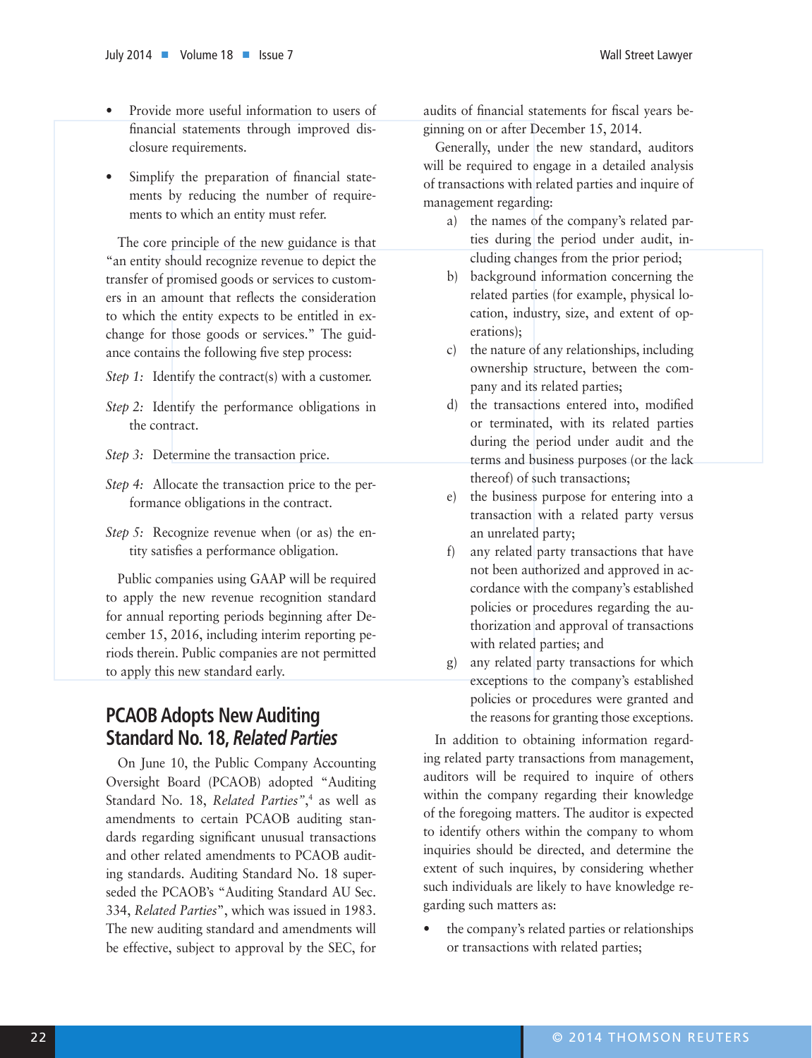- Provide more useful information to users of financial statements through improved disclosure requirements.

- Simplify the preparation of financial statements by reducing the number of requirements to which an entity must refer.

The core principle of the new guidance is that "an entity should recognize revenue to depict the transfer of promised goods or services to customers in an amount that reflects the consideration to which the entity expects to be entitled in exchange for those goods or services." The guidance contains the following five step process:

*Step 1:* Identify the contract(s) with a customer.

*Step 2:* Identify the performance obligations in the contract.

*Step 3:* Determine the transaction price.

*Step 4:* Allocate the transaction price to the performance obligations in the contract.

*Step 5:* Recognize revenue when (or as) the entity satisfies a performance obligation.

Public companies using GAAP will be required to apply the new revenue recognition standard for annual reporting periods beginning after December 15, 2016, including interim reporting periods therein. Public companies are not permitted to apply this new standard early.

## PCAOB Adopts New Auditing Standard No. 18, *Related Parties*

On June 10, the Public Company Accounting Oversight Board (PCAOB) adopted "Auditing Standard No. 18, *Related Parties*",[4] as well as amendments to certain PCAOB auditing standards regarding significant unusual transactions and other related amendments to PCAOB auditing standards. Auditing Standard No. 18 superseded the PCAOB's "Auditing Standard AU Sec. 334, *Related Parties*", which was issued in 1983. The new auditing standard and amendments will be effective, subject to approval by the SEC, for audits of financial statements for fiscal years beginning on or after December 15, 2014.

Generally, under the new standard, auditors will be required to engage in a detailed analysis of transactions with related parties and inquire of management regarding:

a) the names of the company's related parties during the period under audit, including changes from the prior period;

b) background information concerning the related parties (for example, physical location, industry, size, and extent of operations);

c) the nature of any relationships, including ownership structure, between the company and its related parties;

d) the transactions entered into, modified or terminated, with its related parties during the period under audit and the terms and business purposes (or the lack thereof) of such transactions;

e) the business purpose for entering into a transaction with a related party versus an unrelated party;

f) any related party transactions that have not been authorized and approved in accordance with the company's established policies or procedures regarding the authorization and approval of transactions with related parties; and

g) any related party transactions for which exceptions to the company's established policies or procedures were granted and the reasons for granting those exceptions.

In addition to obtaining information regarding related party transactions from management, auditors will be required to inquire of others within the company regarding their knowledge of the foregoing matters. The auditor is expected to identify others within the company to whom inquiries should be directed, and determine the extent of such inquires, by considering whether such individuals are likely to have knowledge regarding such matters as:

- the company's related parties or relationships or transactions with related parties;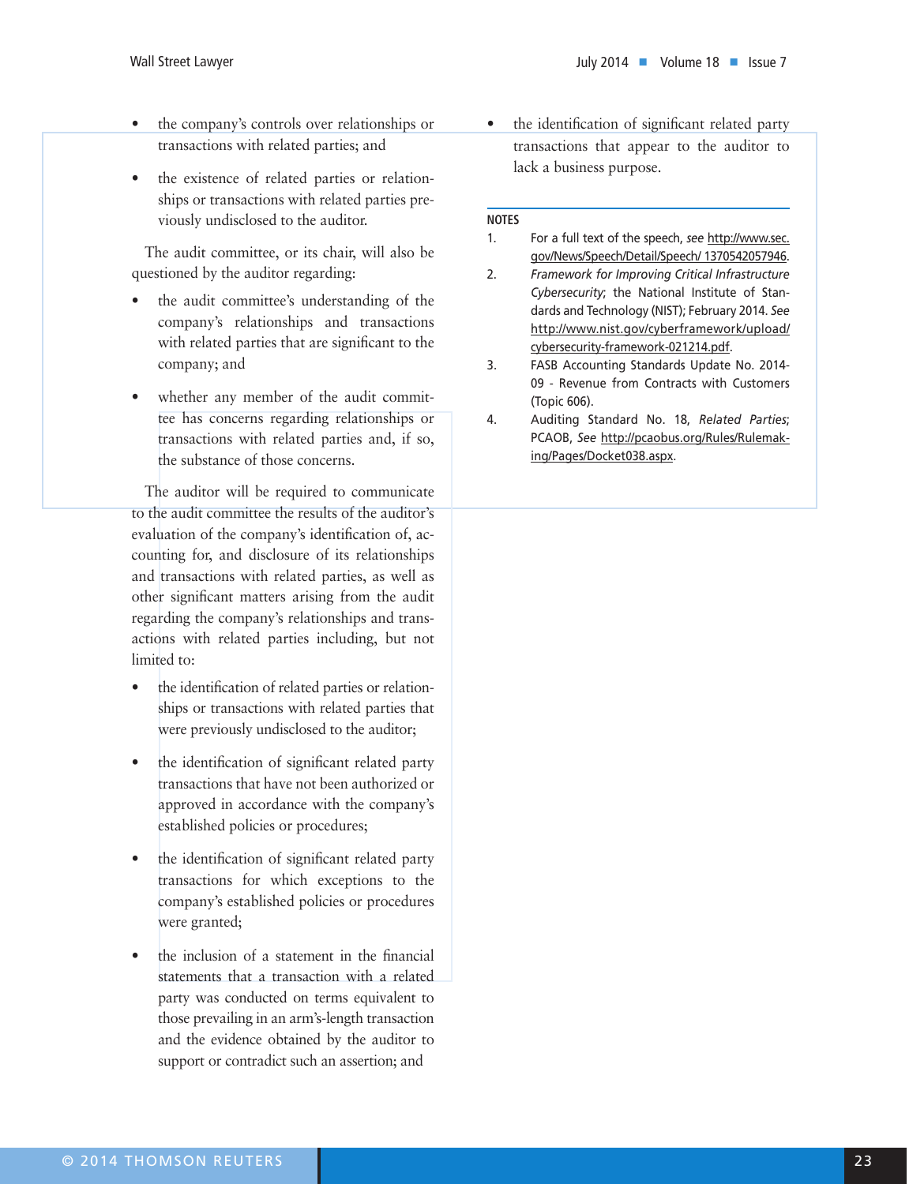- the company's controls over relationships or transactions with related parties; and
- the existence of related parties or relationships or transactions with related parties previously undisclosed to the auditor.

The audit committee, or its chair, will also be questioned by the auditor regarding:

- the audit committee's understanding of the company's relationships and transactions with related parties that are significant to the company; and
- whether any member of the audit committee has concerns regarding relationships or transactions with related parties and, if so, the substance of those concerns.

The auditor will be required to communicate to the audit committee the results of the auditor's evaluation of the company's identification of, accounting for, and disclosure of its relationships and transactions with related parties, as well as other significant matters arising from the audit regarding the company's relationships and transactions with related parties including, but not limited to:

- the identification of related parties or relationships or transactions with related parties that were previously undisclosed to the auditor;
- the identification of significant related party transactions that have not been authorized or approved in accordance with the company's established policies or procedures;
- the identification of significant related party transactions for which exceptions to the company's established policies or procedures were granted;
- the inclusion of a statement in the financial statements that a transaction with a related party was conducted on terms equivalent to those prevailing in an arm's-length transaction and the evidence obtained by the auditor to support or contradict such an assertion; and
- the identification of significant related party transactions that appear to the auditor to lack a business purpose.

**NOTES**

1. For a full text of the speech, *see* http://www.sec.gov/News/Speech/Detail/Speech/ 1370542057946.
2. *Framework for Improving Critical Infrastructure Cybersecurity*; the National Institute of Standards and Technology (NIST); February 2014. *See* http://www.nist.gov/cyberframework/upload/cybersecurity-framework-021214.pdf.
3. FASB Accounting Standards Update No. 2014-09 - Revenue from Contracts with Customers (Topic 606).
4. Auditing Standard No. 18, *Related Parties*; PCAOB, *See* http://pcaobus.org/Rules/Rulemaking/Pages/Docket038.aspx.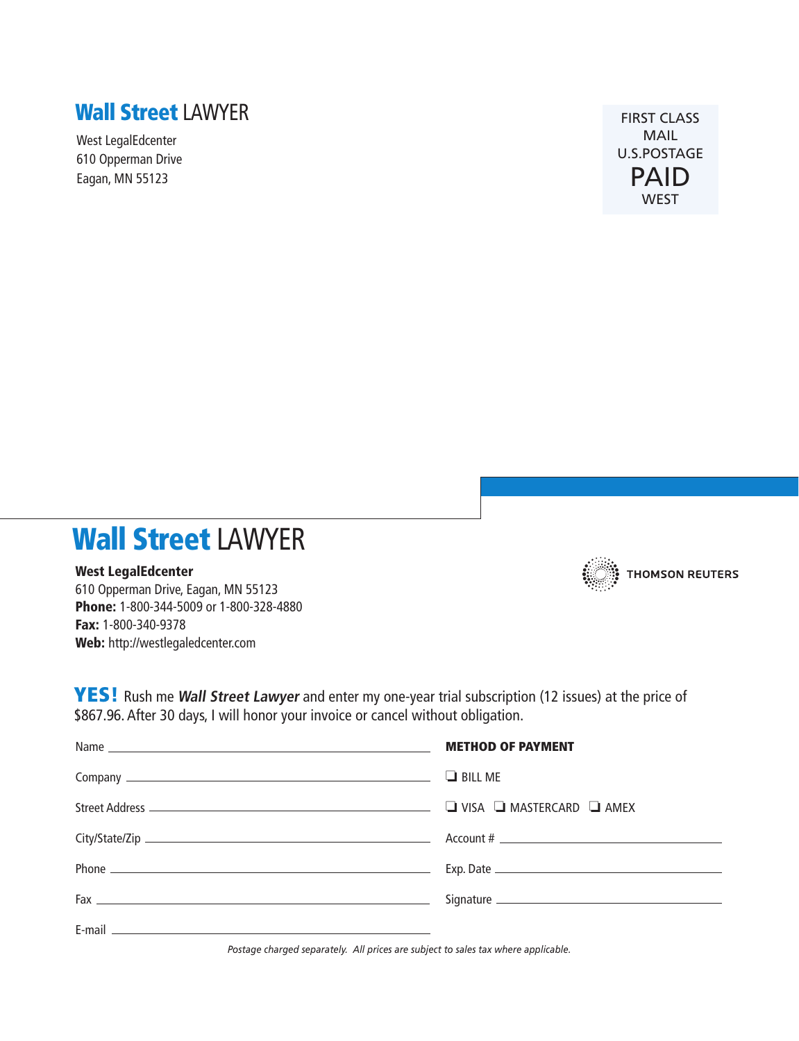**Wall Street** LAWYER

West LegalEdcenter
610 Opperman Drive
Eagan, MN 55123

FIRST CLASS
MAIL
U.S.POSTAGE
PAID
WEST

# **Wall Street** LAWYER

**West LegalEdcenter**
610 Opperman Drive, Eagan, MN 55123
**Phone:** 1-800-344-5009 or 1-800-328-4880
**Fax:** 1-800-340-9378
**Web:** http://westlegaledcenter.com

THOMSON REUTERS

**YES!** Rush me ***Wall Street Lawyer*** and enter my one-year trial subscription (12 issues) at the price of $867.96. After 30 days, I will honor your invoice or cancel without obligation.

Name ______________________________

Company ______________________________

Street Address ______________________________

City/State/Zip ______________________________

Phone ______________________________

Fax ______________________________

E-mail ______________________________

**METHOD OF PAYMENT**

❑ BILL ME

❑ VISA ❑ MASTERCARD ❑ AMEX

Account # ______________________________

Exp. Date ______________________________

Signature ______________________________

*Postage charged separately. All prices are subject to sales tax where applicable.*